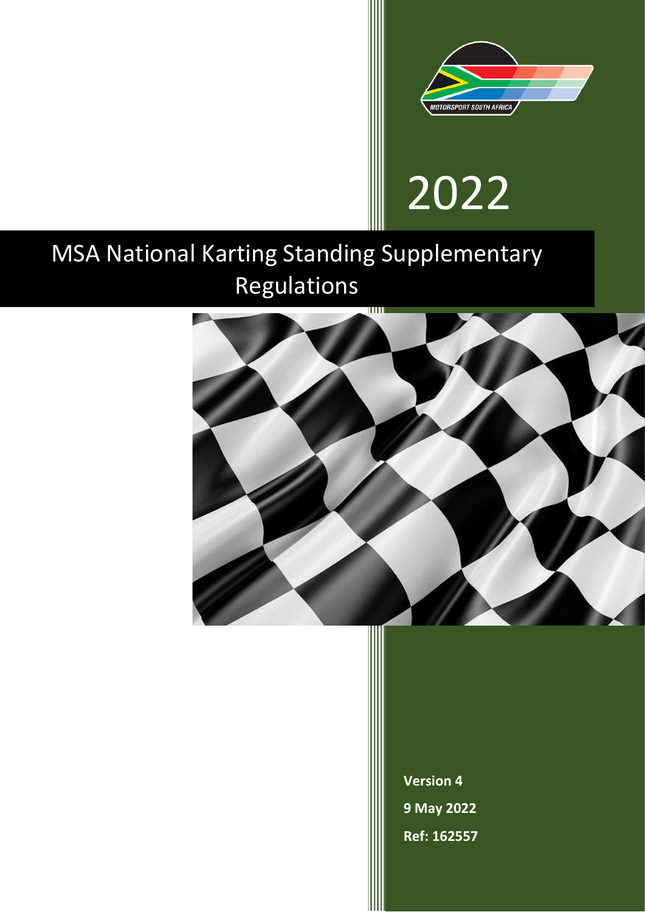MOTORSPORT SOUTH AFRICA

2022

# MSA National Karting Standing Supplementary Regulations

**Version 4**

**9 May 2022**

**Ref: 162557**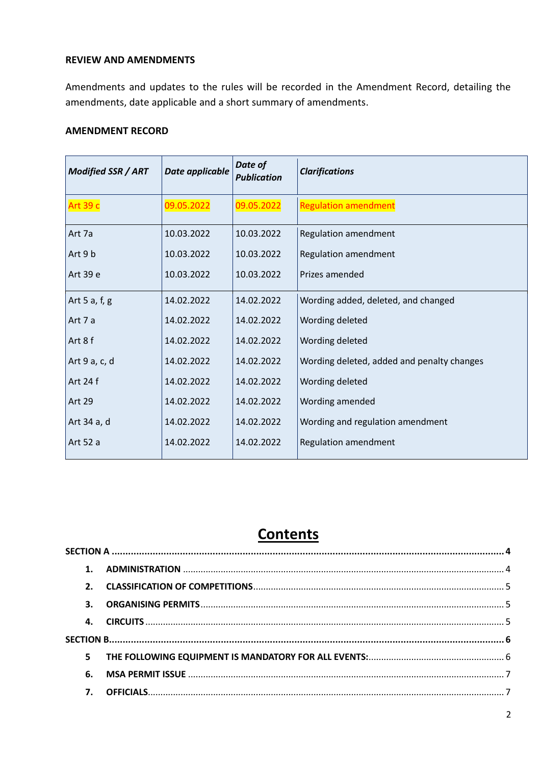**REVIEW AND AMENDMENTS**

Amendments and updates to the rules will be recorded in the Amendment Record, detailing the amendments, date applicable and a short summary of amendments.

**AMENDMENT RECORD**

| *Modified SSR / ART* | *Date applicable* | *Date of Publication* | *Clarifications* |
|---|---|---|---|
| Art 39 c | 09.05.2022 | 09.05.2022 | Regulation amendment |
| Art 7a | 10.03.2022 | 10.03.2022 | Regulation amendment |
| Art 9 b | 10.03.2022 | 10.03.2022 | Regulation amendment |
| Art 39 e | 10.03.2022 | 10.03.2022 | Prizes amended |
| Art 5 a, f, g | 14.02.2022 | 14.02.2022 | Wording added, deleted, and changed |
| Art 7 a | 14.02.2022 | 14.02.2022 | Wording deleted |
| Art 8 f | 14.02.2022 | 14.02.2022 | Wording deleted |
| Art 9 a, c, d | 14.02.2022 | 14.02.2022 | Wording deleted, added and penalty changes |
| Art 24 f | 14.02.2022 | 14.02.2022 | Wording deleted |
| Art 29 | 14.02.2022 | 14.02.2022 | Wording amended |
| Art 34 a, d | 14.02.2022 | 14.02.2022 | Wording and regulation amendment |
| Art 52 a | 14.02.2022 | 14.02.2022 | Regulation amendment |

# Contents

**SECTION A** .......... 4

1. **ADMINISTRATION** .......... 4
2. **CLASSIFICATION OF COMPETITIONS** .......... 5
3. **ORGANISING PERMITS** .......... 5
4. **CIRCUITS** .......... 5

**SECTION B** .......... 6

5. **THE FOLLOWING EQUIPMENT IS MANDATORY FOR ALL EVENTS:** .......... 6
6. **MSA PERMIT ISSUE** .......... 7
7. **OFFICIALS** .......... 7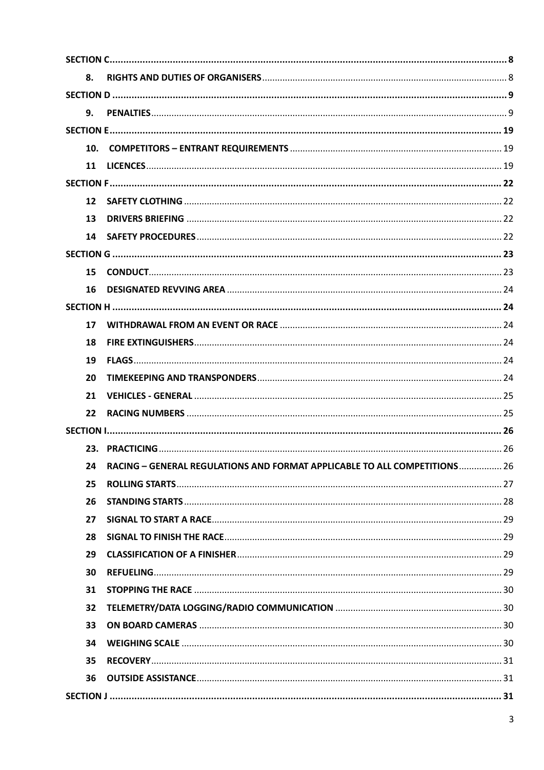**SECTION C** .......... **8**

**8. RIGHTS AND DUTIES OF ORGANISERS** .......... 8

**SECTION D** .......... **9**

**9. PENALTIES** .......... 9

**SECTION E** .......... **19**

**10. COMPETITORS – ENTRANT REQUIREMENTS** .......... 19

**11 LICENCES** .......... 19

**SECTION F** .......... **22**

**12 SAFETY CLOTHING** .......... 22

**13 DRIVERS BRIEFING** .......... 22

**14 SAFETY PROCEDURES** .......... 22

**SECTION G** .......... **23**

**15 CONDUCT** .......... 23

**16 DESIGNATED REVVING AREA** .......... 24

**SECTION H** .......... **24**

**17 WITHDRAWAL FROM AN EVENT OR RACE** .......... 24

**18 FIRE EXTINGUISHERS** .......... 24

**19 FLAGS** .......... 24

**20 TIMEKEEPING AND TRANSPONDERS** .......... 24

**21 VEHICLES - GENERAL** .......... 25

**22 RACING NUMBERS** .......... 25

**SECTION I** .......... **26**

**23. PRACTICING** .......... 26

**24 RACING – GENERAL REGULATIONS AND FORMAT APPLICABLE TO ALL COMPETITIONS** .......... 26

**25 ROLLING STARTS** .......... 27

**26 STANDING STARTS** .......... 28

**27 SIGNAL TO START A RACE** .......... 29

**28 SIGNAL TO FINISH THE RACE** .......... 29

**29 CLASSIFICATION OF A FINISHER** .......... 29

**30 REFUELING** .......... 29

**31 STOPPING THE RACE** .......... 30

**32 TELEMETRY/DATA LOGGING/RADIO COMMUNICATION** .......... 30

**33 ON BOARD CAMERAS** .......... 30

**34 WEIGHING SCALE** .......... 30

**35 RECOVERY** .......... 31

**36 OUTSIDE ASSISTANCE** .......... 31

**SECTION J** .......... **31**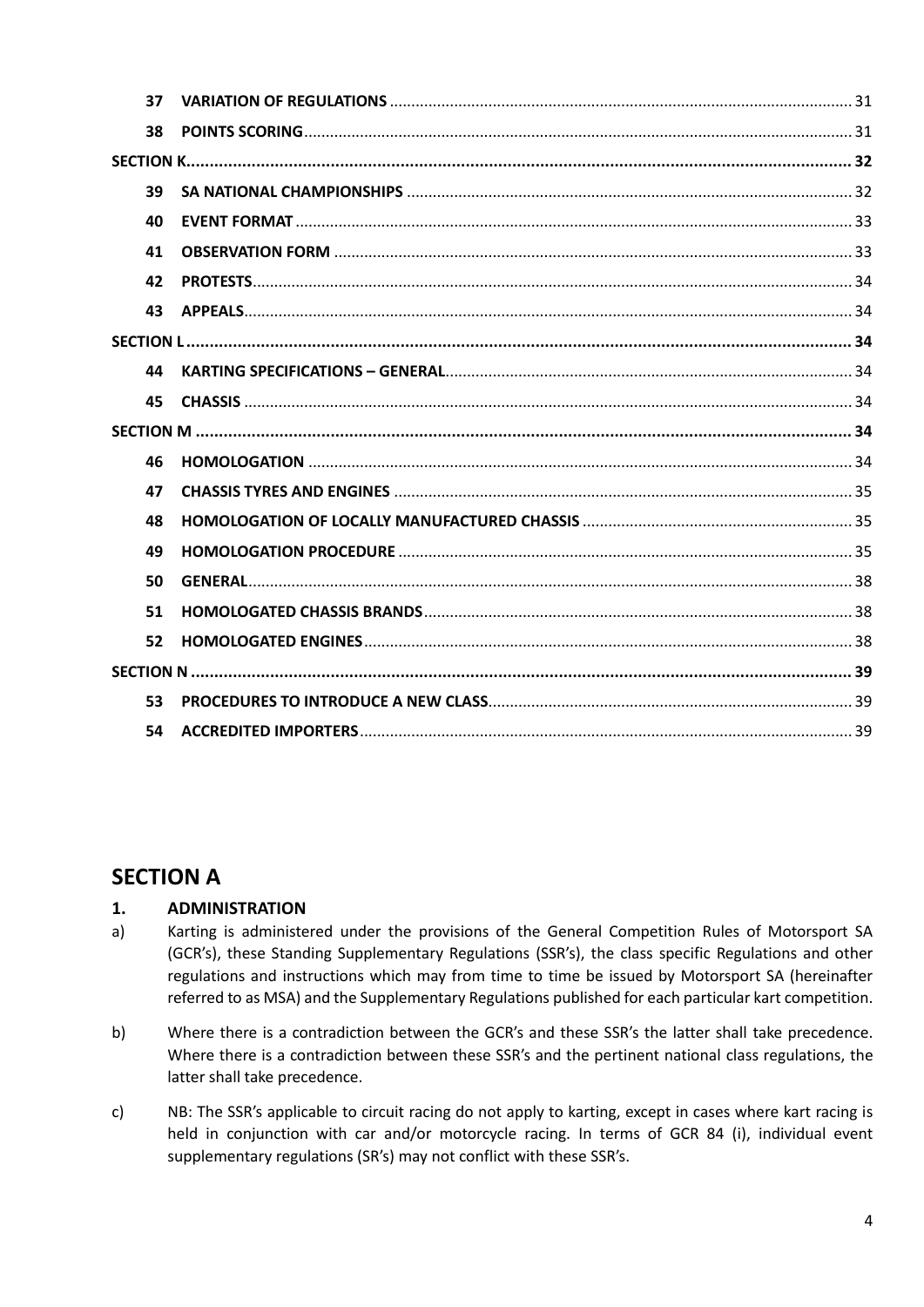| | | |
|---|---|---|
| 37 | **VARIATION OF REGULATIONS** | 31 |
| 38 | **POINTS SCORING** | 31 |
| **SECTION K** | | **32** |
| 39 | **SA NATIONAL CHAMPIONSHIPS** | 32 |
| 40 | **EVENT FORMAT** | 33 |
| 41 | **OBSERVATION FORM** | 33 |
| 42 | **PROTESTS** | 34 |
| 43 | **APPEALS** | 34 |
| **SECTION L** | | **34** |
| 44 | **KARTING SPECIFICATIONS – GENERAL** | 34 |
| 45 | **CHASSIS** | 34 |
| **SECTION M** | | **34** |
| 46 | **HOMOLOGATION** | 34 |
| 47 | **CHASSIS TYRES AND ENGINES** | 35 |
| 48 | **HOMOLOGATION OF LOCALLY MANUFACTURED CHASSIS** | 35 |
| 49 | **HOMOLOGATION PROCEDURE** | 35 |
| 50 | **GENERAL** | 38 |
| 51 | **HOMOLOGATED CHASSIS BRANDS** | 38 |
| 52 | **HOMOLOGATED ENGINES** | 38 |
| **SECTION N** | | **39** |
| 53 | **PROCEDURES TO INTRODUCE A NEW CLASS** | 39 |
| 54 | **ACCREDITED IMPORTERS** | 39 |

# SECTION A

## 1. ADMINISTRATION

a) Karting is administered under the provisions of the General Competition Rules of Motorsport SA (GCR's), these Standing Supplementary Regulations (SSR's), the class specific Regulations and other regulations and instructions which may from time to time be issued by Motorsport SA (hereinafter referred to as MSA) and the Supplementary Regulations published for each particular kart competition.

b) Where there is a contradiction between the GCR's and these SSR's the latter shall take precedence. Where there is a contradiction between these SSR's and the pertinent national class regulations, the latter shall take precedence.

c) NB: The SSR's applicable to circuit racing do not apply to karting, except in cases where kart racing is held in conjunction with car and/or motorcycle racing. In terms of GCR 84 (i), individual event supplementary regulations (SR's) may not conflict with these SSR's.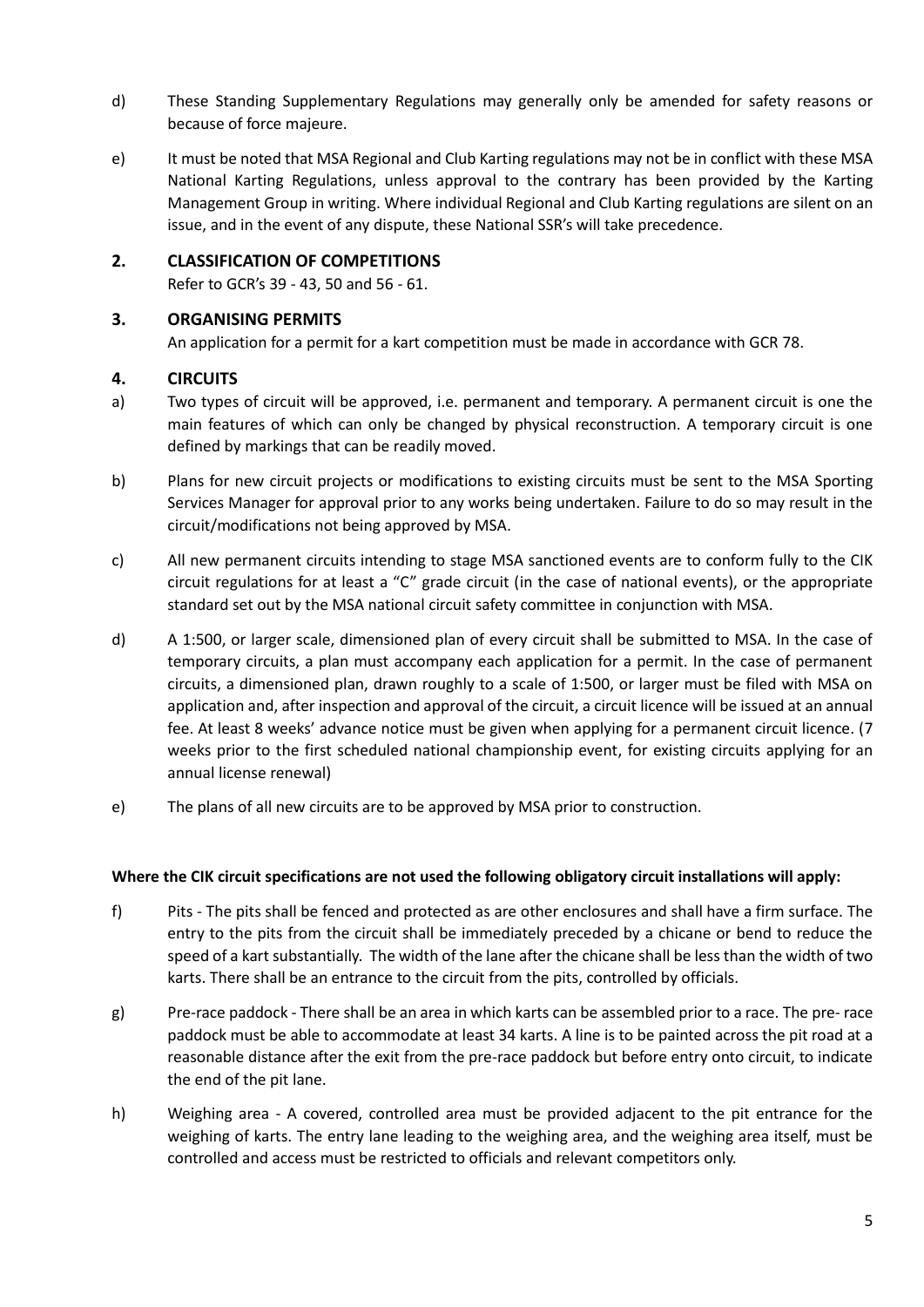d) These Standing Supplementary Regulations may generally only be amended for safety reasons or because of force majeure.

e) It must be noted that MSA Regional and Club Karting regulations may not be in conflict with these MSA National Karting Regulations, unless approval to the contrary has been provided by the Karting Management Group in writing. Where individual Regional and Club Karting regulations are silent on an issue, and in the event of any dispute, these National SSR's will take precedence.

## 2. CLASSIFICATION OF COMPETITIONS

Refer to GCR's 39 - 43, 50 and 56 - 61.

## 3. ORGANISING PERMITS

An application for a permit for a kart competition must be made in accordance with GCR 78.

## 4. CIRCUITS

a) Two types of circuit will be approved, i.e. permanent and temporary. A permanent circuit is one the main features of which can only be changed by physical reconstruction. A temporary circuit is one defined by markings that can be readily moved.

b) Plans for new circuit projects or modifications to existing circuits must be sent to the MSA Sporting Services Manager for approval prior to any works being undertaken. Failure to do so may result in the circuit/modifications not being approved by MSA.

c) All new permanent circuits intending to stage MSA sanctioned events are to conform fully to the CIK circuit regulations for at least a "C" grade circuit (in the case of national events), or the appropriate standard set out by the MSA national circuit safety committee in conjunction with MSA.

d) A 1:500, or larger scale, dimensioned plan of every circuit shall be submitted to MSA. In the case of temporary circuits, a plan must accompany each application for a permit. In the case of permanent circuits, a dimensioned plan, drawn roughly to a scale of 1:500, or larger must be filed with MSA on application and, after inspection and approval of the circuit, a circuit licence will be issued at an annual fee. At least 8 weeks' advance notice must be given when applying for a permanent circuit licence. (7 weeks prior to the first scheduled national championship event, for existing circuits applying for an annual license renewal)

e) The plans of all new circuits are to be approved by MSA prior to construction.

**Where the CIK circuit specifications are not used the following obligatory circuit installations will apply:**

f) Pits - The pits shall be fenced and protected as are other enclosures and shall have a firm surface. The entry to the pits from the circuit shall be immediately preceded by a chicane or bend to reduce the speed of a kart substantially. The width of the lane after the chicane shall be less than the width of two karts. There shall be an entrance to the circuit from the pits, controlled by officials.

g) Pre-race paddock - There shall be an area in which karts can be assembled prior to a race. The pre- race paddock must be able to accommodate at least 34 karts. A line is to be painted across the pit road at a reasonable distance after the exit from the pre-race paddock but before entry onto circuit, to indicate the end of the pit lane.

h) Weighing area - A covered, controlled area must be provided adjacent to the pit entrance for the weighing of karts. The entry lane leading to the weighing area, and the weighing area itself, must be controlled and access must be restricted to officials and relevant competitors only.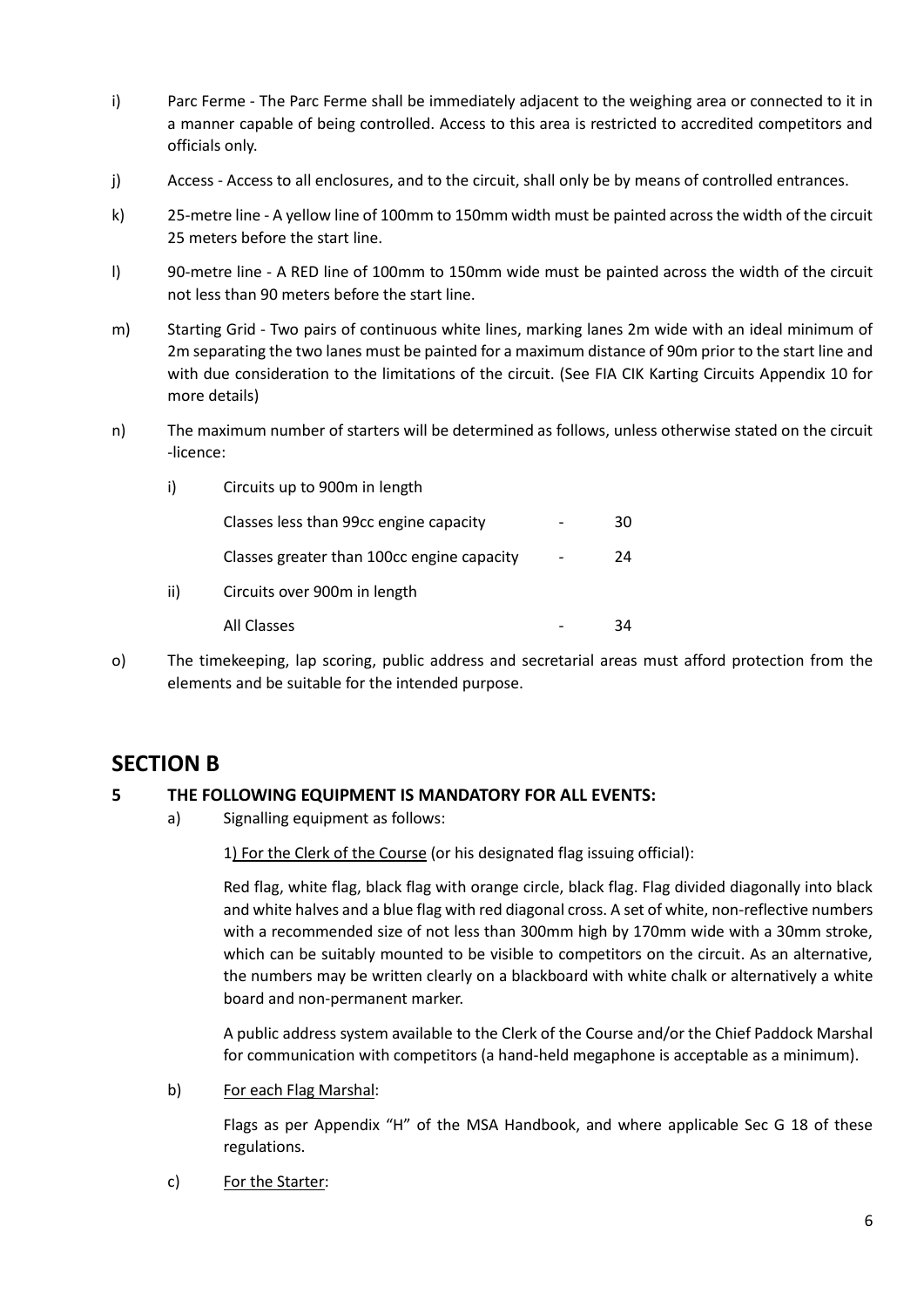i) Parc Ferme - The Parc Ferme shall be immediately adjacent to the weighing area or connected to it in a manner capable of being controlled. Access to this area is restricted to accredited competitors and officials only.

j) Access - Access to all enclosures, and to the circuit, shall only be by means of controlled entrances.

k) 25-metre line - A yellow line of 100mm to 150mm width must be painted across the width of the circuit 25 meters before the start line.

l) 90-metre line - A RED line of 100mm to 150mm wide must be painted across the width of the circuit not less than 90 meters before the start line.

m) Starting Grid - Two pairs of continuous white lines, marking lanes 2m wide with an ideal minimum of 2m separating the two lanes must be painted for a maximum distance of 90m prior to the start line and with due consideration to the limitations of the circuit. (See FIA CIK Karting Circuits Appendix 10 for more details)

n) The maximum number of starters will be determined as follows, unless otherwise stated on the circuit -licence:

   i) Circuits up to 900m in length

      Classes less than 99cc engine capacity - 30

      Classes greater than 100cc engine capacity - 24

   ii) Circuits over 900m in length

      All Classes - 34

o) The timekeeping, lap scoring, public address and secretarial areas must afford protection from the elements and be suitable for the intended purpose.

## SECTION B

### 5 THE FOLLOWING EQUIPMENT IS MANDATORY FOR ALL EVENTS:

a) Signalling equipment as follows:

   1) For the Clerk of the Course (or his designated flag issuing official):

   Red flag, white flag, black flag with orange circle, black flag. Flag divided diagonally into black and white halves and a blue flag with red diagonal cross. A set of white, non-reflective numbers with a recommended size of not less than 300mm high by 170mm wide with a 30mm stroke, which can be suitably mounted to be visible to competitors on the circuit. As an alternative, the numbers may be written clearly on a blackboard with white chalk or alternatively a white board and non-permanent marker.

   A public address system available to the Clerk of the Course and/or the Chief Paddock Marshal for communication with competitors (a hand-held megaphone is acceptable as a minimum).

b) For each Flag Marshal:

   Flags as per Appendix "H" of the MSA Handbook, and where applicable Sec G 18 of these regulations.

c) For the Starter: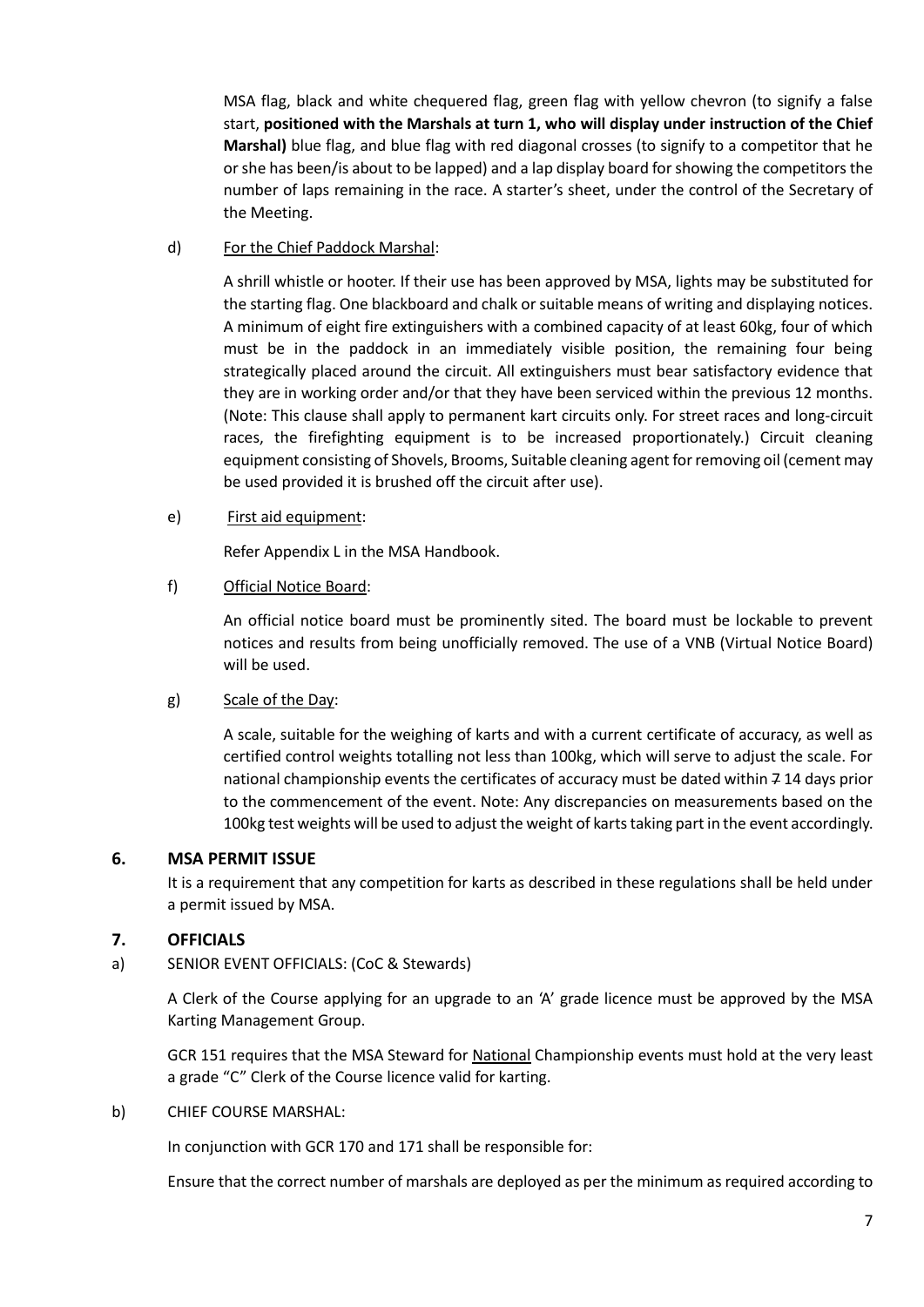MSA flag, black and white chequered flag, green flag with yellow chevron (to signify a false start, **positioned with the Marshals at turn 1, who will display under instruction of the Chief Marshal)** blue flag, and blue flag with red diagonal crosses (to signify to a competitor that he or she has been/is about to be lapped) and a lap display board for showing the competitors the number of laps remaining in the race. A starter's sheet, under the control of the Secretary of the Meeting.

d) For the Chief Paddock Marshal:

A shrill whistle or hooter. If their use has been approved by MSA, lights may be substituted for the starting flag. One blackboard and chalk or suitable means of writing and displaying notices. A minimum of eight fire extinguishers with a combined capacity of at least 60kg, four of which must be in the paddock in an immediately visible position, the remaining four being strategically placed around the circuit. All extinguishers must bear satisfactory evidence that they are in working order and/or that they have been serviced within the previous 12 months. (Note: This clause shall apply to permanent kart circuits only. For street races and long-circuit races, the firefighting equipment is to be increased proportionately.) Circuit cleaning equipment consisting of Shovels, Brooms, Suitable cleaning agent for removing oil (cement may be used provided it is brushed off the circuit after use).

e) First aid equipment:

Refer Appendix L in the MSA Handbook.

f) Official Notice Board:

An official notice board must be prominently sited. The board must be lockable to prevent notices and results from being unofficially removed. The use of a VNB (Virtual Notice Board) will be used.

g) Scale of the Day:

A scale, suitable for the weighing of karts and with a current certificate of accuracy, as well as certified control weights totalling not less than 100kg, which will serve to adjust the scale. For national championship events the certificates of accuracy must be dated within ~~7~~ 14 days prior to the commencement of the event. Note: Any discrepancies on measurements based on the 100kg test weights will be used to adjust the weight of karts taking part in the event accordingly.

## 6. MSA PERMIT ISSUE

It is a requirement that any competition for karts as described in these regulations shall be held under a permit issued by MSA.

## 7. OFFICIALS

a) SENIOR EVENT OFFICIALS: (CoC & Stewards)

A Clerk of the Course applying for an upgrade to an 'A' grade licence must be approved by the MSA Karting Management Group.

GCR 151 requires that the MSA Steward for National Championship events must hold at the very least a grade "C" Clerk of the Course licence valid for karting.

b) CHIEF COURSE MARSHAL:

In conjunction with GCR 170 and 171 shall be responsible for:

Ensure that the correct number of marshals are deployed as per the minimum as required according to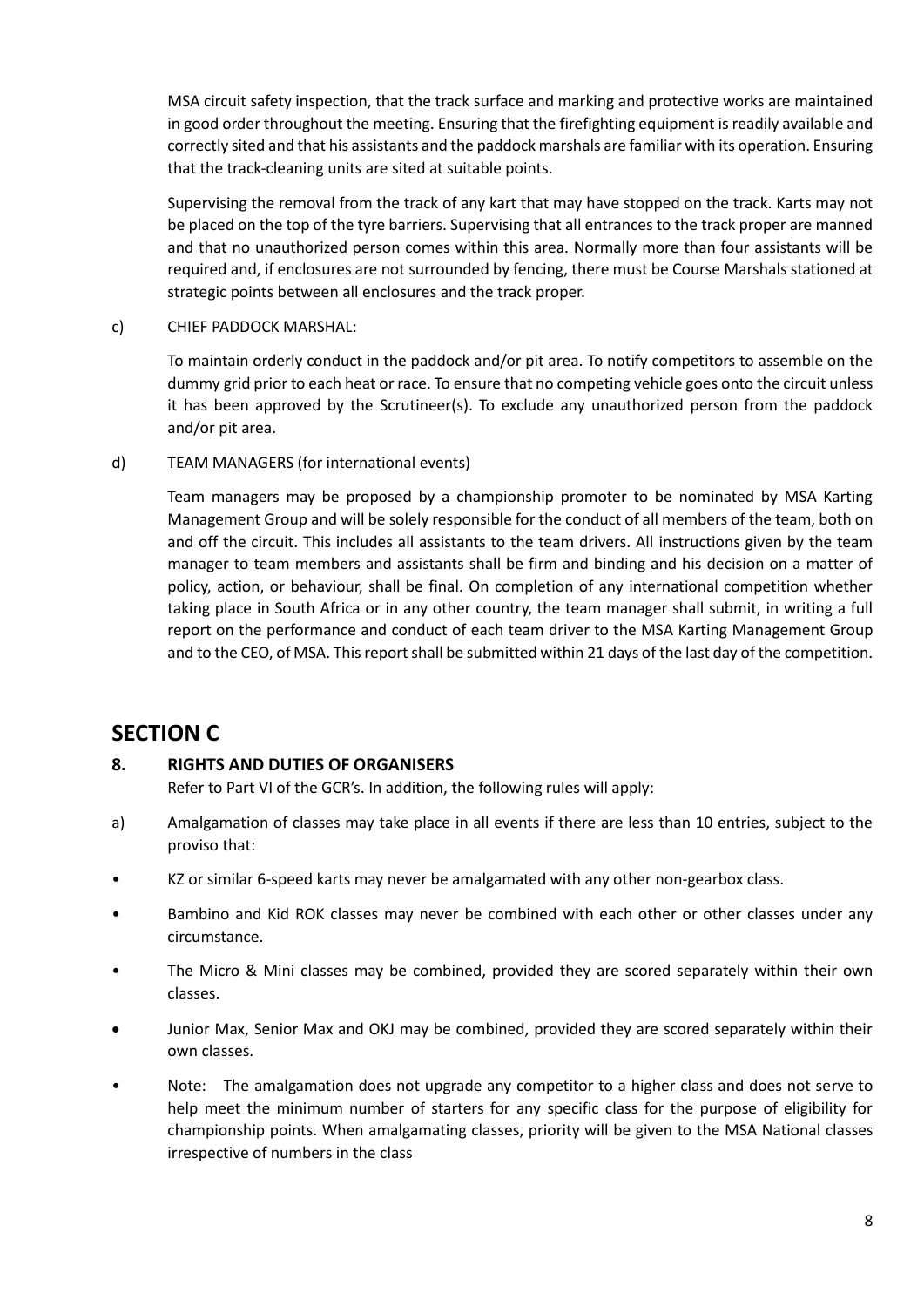MSA circuit safety inspection, that the track surface and marking and protective works are maintained in good order throughout the meeting. Ensuring that the firefighting equipment is readily available and correctly sited and that his assistants and the paddock marshals are familiar with its operation. Ensuring that the track-cleaning units are sited at suitable points.

Supervising the removal from the track of any kart that may have stopped on the track. Karts may not be placed on the top of the tyre barriers. Supervising that all entrances to the track proper are manned and that no unauthorized person comes within this area. Normally more than four assistants will be required and, if enclosures are not surrounded by fencing, there must be Course Marshals stationed at strategic points between all enclosures and the track proper.

c) CHIEF PADDOCK MARSHAL:

To maintain orderly conduct in the paddock and/or pit area. To notify competitors to assemble on the dummy grid prior to each heat or race. To ensure that no competing vehicle goes onto the circuit unless it has been approved by the Scrutineer(s). To exclude any unauthorized person from the paddock and/or pit area.

d) TEAM MANAGERS (for international events)

Team managers may be proposed by a championship promoter to be nominated by MSA Karting Management Group and will be solely responsible for the conduct of all members of the team, both on and off the circuit. This includes all assistants to the team drivers. All instructions given by the team manager to team members and assistants shall be firm and binding and his decision on a matter of policy, action, or behaviour, shall be final. On completion of any international competition whether taking place in South Africa or in any other country, the team manager shall submit, in writing a full report on the performance and conduct of each team driver to the MSA Karting Management Group and to the CEO, of MSA. This report shall be submitted within 21 days of the last day of the competition.

## SECTION C

### 8. RIGHTS AND DUTIES OF ORGANISERS

Refer to Part VI of the GCR's. In addition, the following rules will apply:

a) Amalgamation of classes may take place in all events if there are less than 10 entries, subject to the proviso that:

- KZ or similar 6-speed karts may never be amalgamated with any other non-gearbox class.
- Bambino and Kid ROK classes may never be combined with each other or other classes under any circumstance.
- The Micro & Mini classes may be combined, provided they are scored separately within their own classes.
- Junior Max, Senior Max and OKJ may be combined, provided they are scored separately within their own classes.
- Note: The amalgamation does not upgrade any competitor to a higher class and does not serve to help meet the minimum number of starters for any specific class for the purpose of eligibility for championship points. When amalgamating classes, priority will be given to the MSA National classes irrespective of numbers in the class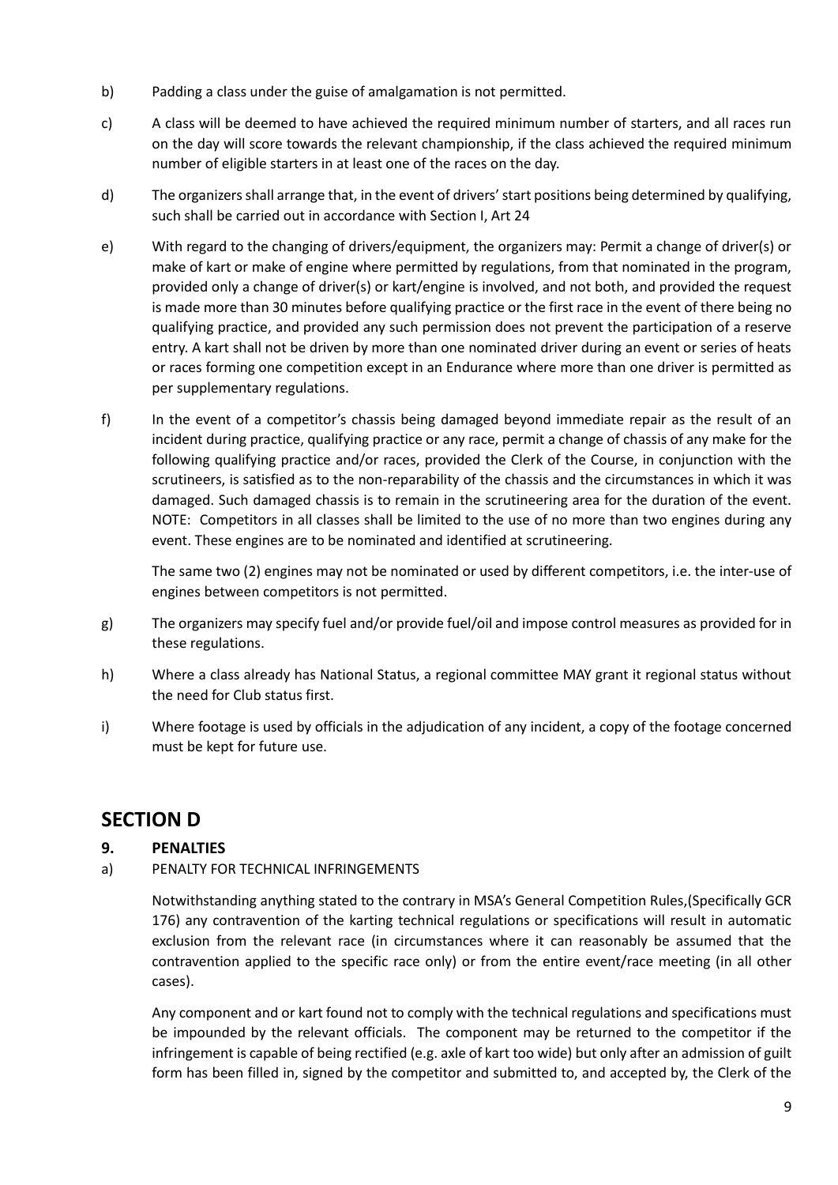b) Padding a class under the guise of amalgamation is not permitted.

c) A class will be deemed to have achieved the required minimum number of starters, and all races run on the day will score towards the relevant championship, if the class achieved the required minimum number of eligible starters in at least one of the races on the day.

d) The organizers shall arrange that, in the event of drivers' start positions being determined by qualifying, such shall be carried out in accordance with Section I, Art 24

e) With regard to the changing of drivers/equipment, the organizers may: Permit a change of driver(s) or make of kart or make of engine where permitted by regulations, from that nominated in the program, provided only a change of driver(s) or kart/engine is involved, and not both, and provided the request is made more than 30 minutes before qualifying practice or the first race in the event of there being no qualifying practice, and provided any such permission does not prevent the participation of a reserve entry. A kart shall not be driven by more than one nominated driver during an event or series of heats or races forming one competition except in an Endurance where more than one driver is permitted as per supplementary regulations.

f) In the event of a competitor's chassis being damaged beyond immediate repair as the result of an incident during practice, qualifying practice or any race, permit a change of chassis of any make for the following qualifying practice and/or races, provided the Clerk of the Course, in conjunction with the scrutineers, is satisfied as to the non-reparability of the chassis and the circumstances in which it was damaged. Such damaged chassis is to remain in the scrutineering area for the duration of the event. NOTE: Competitors in all classes shall be limited to the use of no more than two engines during any event. These engines are to be nominated and identified at scrutineering.

   The same two (2) engines may not be nominated or used by different competitors, i.e. the inter-use of engines between competitors is not permitted.

g) The organizers may specify fuel and/or provide fuel/oil and impose control measures as provided for in these regulations.

h) Where a class already has National Status, a regional committee MAY grant it regional status without the need for Club status first.

i) Where footage is used by officials in the adjudication of any incident, a copy of the footage concerned must be kept for future use.

## SECTION D

### 9. PENALTIES

a) PENALTY FOR TECHNICAL INFRINGEMENTS

   Notwithstanding anything stated to the contrary in MSA's General Competition Rules,(Specifically GCR 176) any contravention of the karting technical regulations or specifications will result in automatic exclusion from the relevant race (in circumstances where it can reasonably be assumed that the contravention applied to the specific race only) or from the entire event/race meeting (in all other cases).

   Any component and or kart found not to comply with the technical regulations and specifications must be impounded by the relevant officials. The component may be returned to the competitor if the infringement is capable of being rectified (e.g. axle of kart too wide) but only after an admission of guilt form has been filled in, signed by the competitor and submitted to, and accepted by, the Clerk of the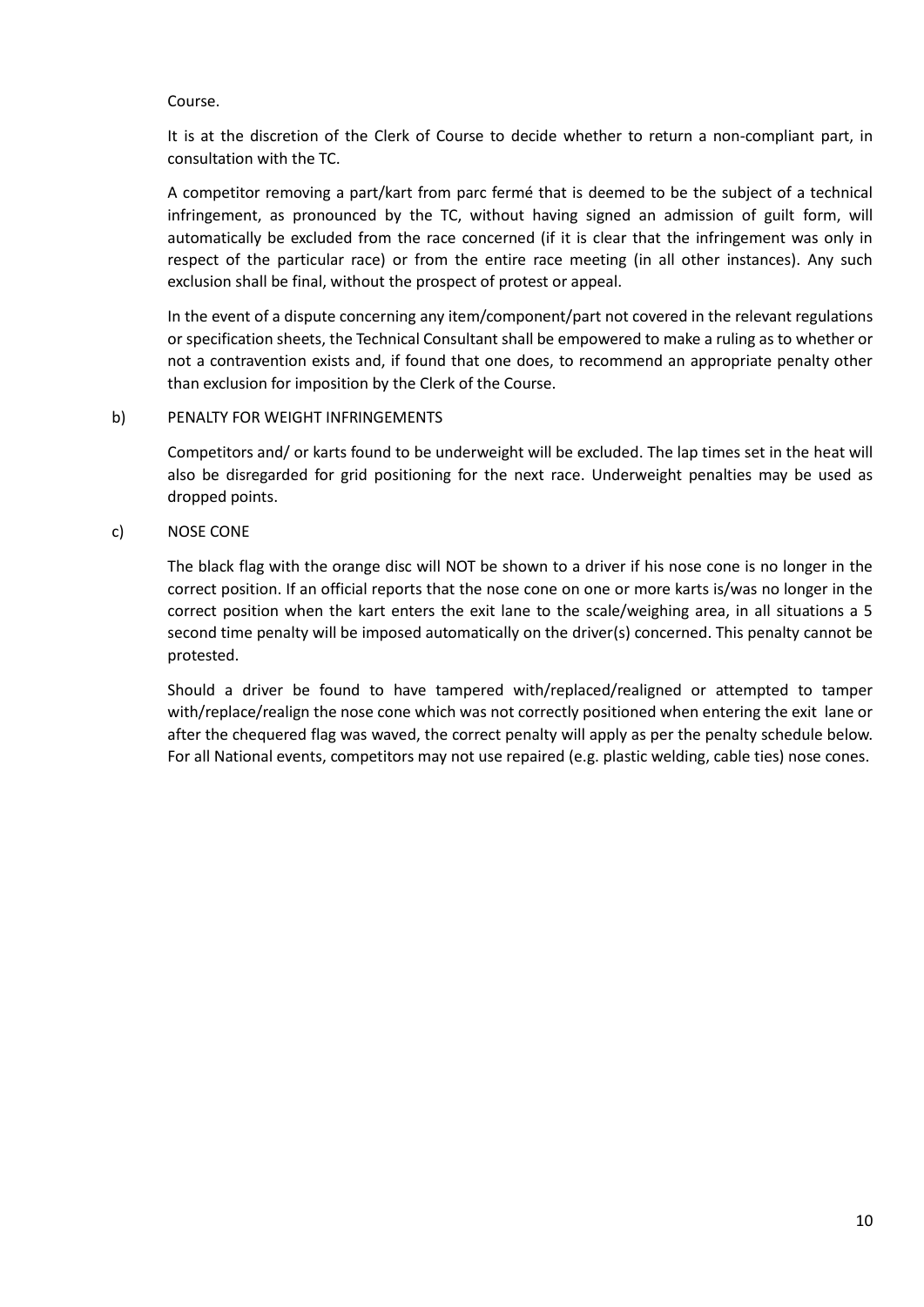Course.

It is at the discretion of the Clerk of Course to decide whether to return a non-compliant part, in consultation with the TC.

A competitor removing a part/kart from parc fermé that is deemed to be the subject of a technical infringement, as pronounced by the TC, without having signed an admission of guilt form, will automatically be excluded from the race concerned (if it is clear that the infringement was only in respect of the particular race) or from the entire race meeting (in all other instances). Any such exclusion shall be final, without the prospect of protest or appeal.

In the event of a dispute concerning any item/component/part not covered in the relevant regulations or specification sheets, the Technical Consultant shall be empowered to make a ruling as to whether or not a contravention exists and, if found that one does, to recommend an appropriate penalty other than exclusion for imposition by the Clerk of the Course.

b) PENALTY FOR WEIGHT INFRINGEMENTS

Competitors and/ or karts found to be underweight will be excluded. The lap times set in the heat will also be disregarded for grid positioning for the next race. Underweight penalties may be used as dropped points.

c) NOSE CONE

The black flag with the orange disc will NOT be shown to a driver if his nose cone is no longer in the correct position. If an official reports that the nose cone on one or more karts is/was no longer in the correct position when the kart enters the exit lane to the scale/weighing area, in all situations a 5 second time penalty will be imposed automatically on the driver(s) concerned. This penalty cannot be protested.

Should a driver be found to have tampered with/replaced/realigned or attempted to tamper with/replace/realign the nose cone which was not correctly positioned when entering the exit lane or after the chequered flag was waved, the correct penalty will apply as per the penalty schedule below. For all National events, competitors may not use repaired (e.g. plastic welding, cable ties) nose cones.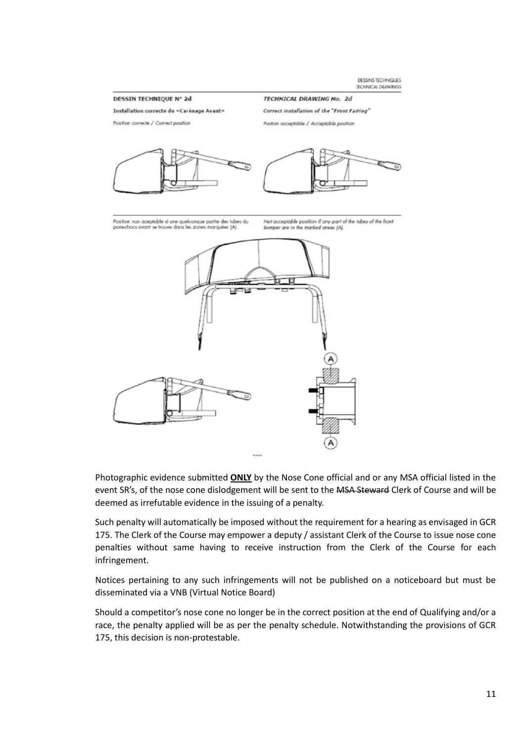DESSINS TECHNIQUES
TECHNICAL DRAWINGS

**DESSIN TECHNIQUE N° 2d**

**Installation correcte du «Carénage Avant»**

Position correcte / Correct position

***TECHNICAL DRAWING No. 2d***

***Correct installation of the "Front Fairing"***

*Postion acceptable / Acceptable position*

Position non aceptable si une quelconque partie des tubes du pare-chocs avant se trouve dans les zones marquées (A).

*Not acceptable position if any part of the tubes of the front bumper are in the marked areas (A).*

A

A

Photographic evidence submitted **ONLY** by the Nose Cone official and or any MSA official listed in the event SR's, of the nose cone dislodgement will be sent to the ~~MSA Steward~~ Clerk of Course and will be deemed as irrefutable evidence in the issuing of a penalty.

Such penalty will automatically be imposed without the requirement for a hearing as envisaged in GCR 175. The Clerk of the Course may empower a deputy / assistant Clerk of the Course to issue nose cone penalties without same having to receive instruction from the Clerk of the Course for each infringement.

Notices pertaining to any such infringements will not be published on a noticeboard but must be disseminated via a VNB (Virtual Notice Board)

Should a competitor's nose cone no longer be in the correct position at the end of Qualifying and/or a race, the penalty applied will be as per the penalty schedule. Notwithstanding the provisions of GCR 175, this decision is non-protestable.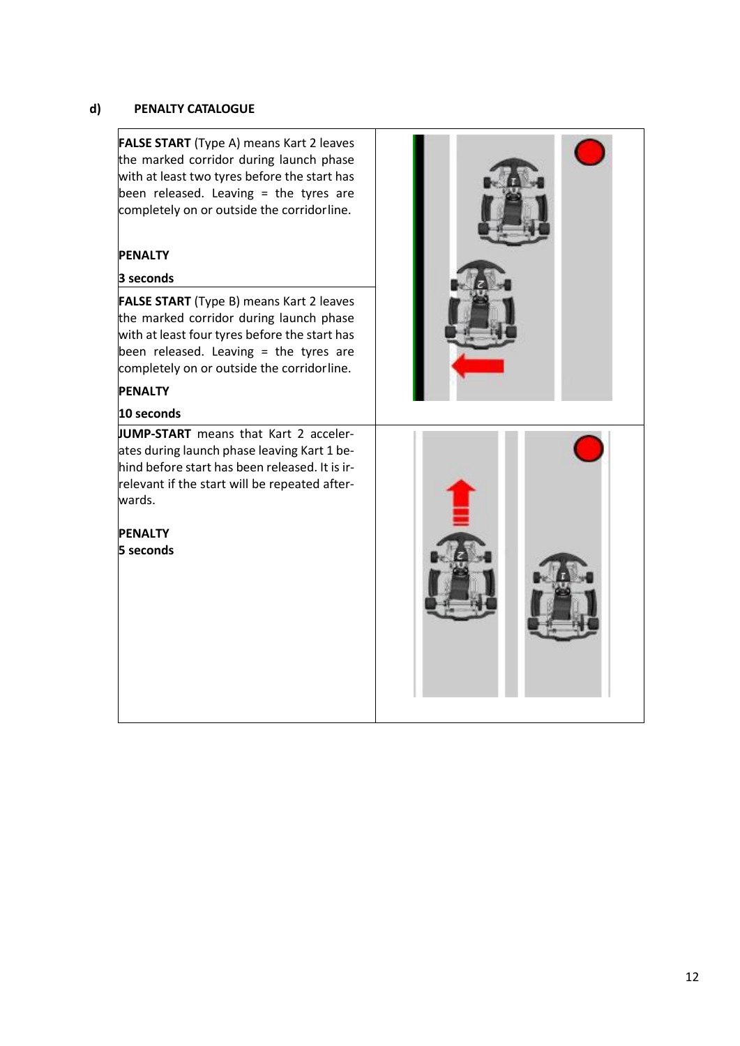## d) PENALTY CATALOGUE

| | |
|---|---|
| **FALSE START** (Type A) means Kart 2 leaves the marked corridor during launch phase with at least two tyres before the start has been released. Leaving = the tyres are completely on or outside the corridorline.<br><br>**PENALTY**<br>**3 seconds** | |
| **FALSE START** (Type B) means Kart 2 leaves the marked corridor during launch phase with at least four tyres before the start has been released. Leaving = the tyres are completely on or outside the corridorline.<br><br>**PENALTY**<br>**10 seconds** | |
| **JUMP-START** means that Kart 2 accelerates during launch phase leaving Kart 1 behind before start has been released. It is irrelevant if the start will be repeated afterwards.<br><br>**PENALTY**<br>**5 seconds** | |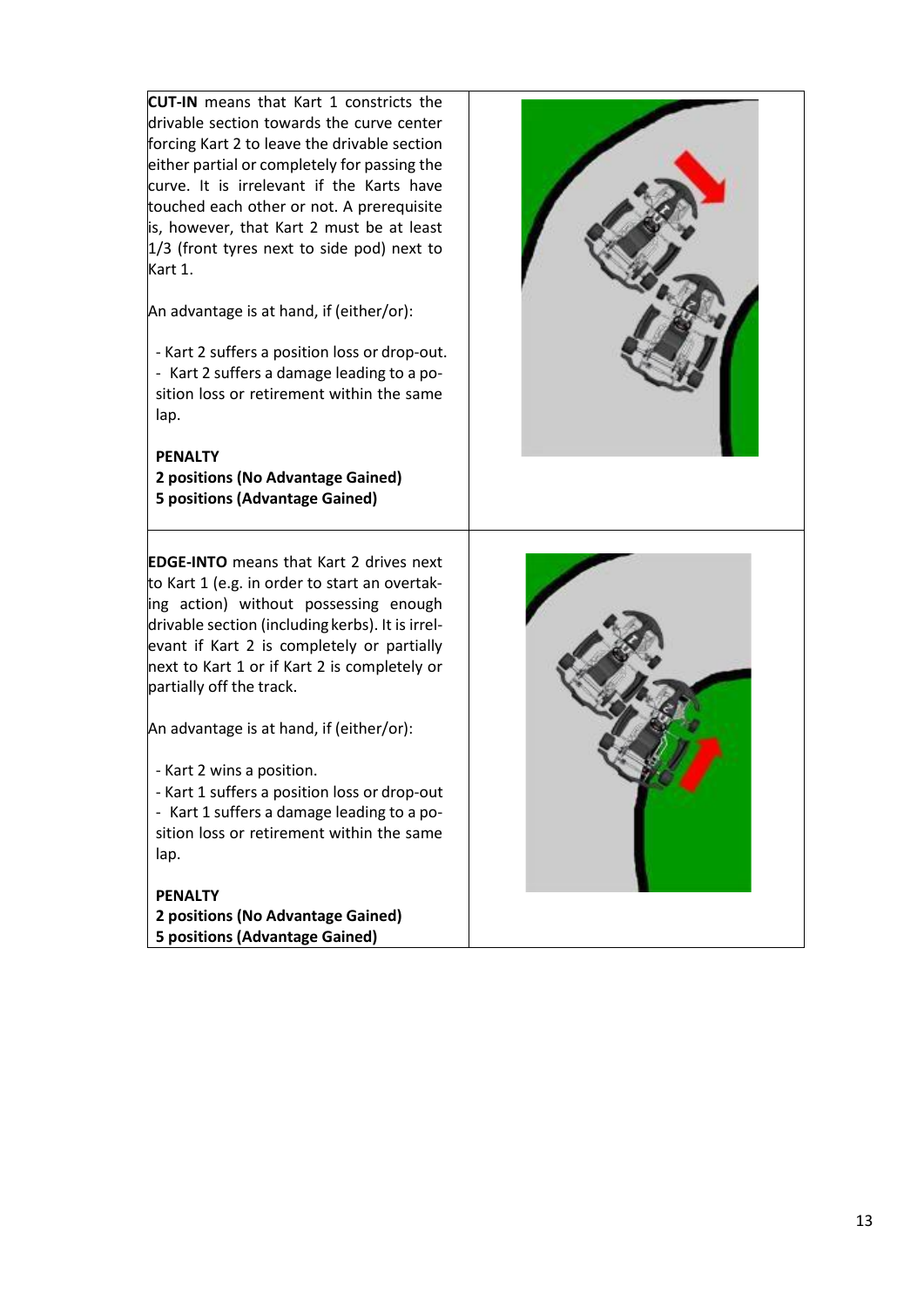**CUT-IN** means that Kart 1 constricts the drivable section towards the curve center forcing Kart 2 to leave the drivable section either partial or completely for passing the curve. It is irrelevant if the Karts have touched each other or not. A prerequisite is, however, that Kart 2 must be at least 1/3 (front tyres next to side pod) next to Kart 1.

An advantage is at hand, if (either/or):

- Kart 2 suffers a position loss or drop-out.
- Kart 2 suffers a damage leading to a position loss or retirement within the same lap.

**PENALTY**
**2 positions (No Advantage Gained)**
**5 positions (Advantage Gained)**

**EDGE-INTO** means that Kart 2 drives next to Kart 1 (e.g. in order to start an overtaking action) without possessing enough drivable section (including kerbs). It is irrelevant if Kart 2 is completely or partially next to Kart 1 or if Kart 2 is completely or partially off the track.

An advantage is at hand, if (either/or):

- Kart 2 wins a position.
- Kart 1 suffers a position loss or drop-out
- Kart 1 suffers a damage leading to a position loss or retirement within the same lap.

**PENALTY**
**2 positions (No Advantage Gained)**
**5 positions (Advantage Gained)**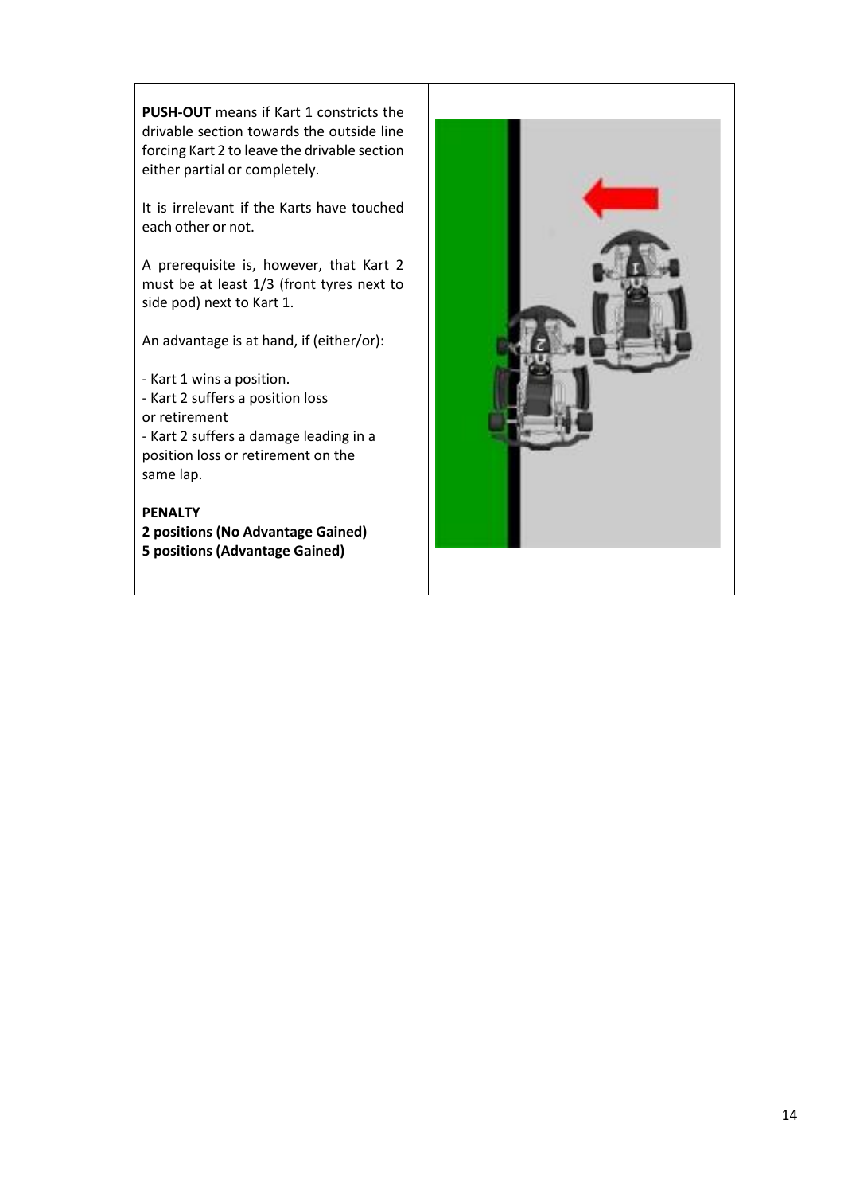**PUSH-OUT** means if Kart 1 constricts the drivable section towards the outside line forcing Kart 2 to leave the drivable section either partial or completely.

It is irrelevant if the Karts have touched each other or not.

A prerequisite is, however, that Kart 2 must be at least 1/3 (front tyres next to side pod) next to Kart 1.

An advantage is at hand, if (either/or):

- Kart 1 wins a position.
- Kart 2 suffers a position loss or retirement
- Kart 2 suffers a damage leading in a position loss or retirement on the same lap.

**PENALTY**
**2 positions (No Advantage Gained)**
**5 positions (Advantage Gained)**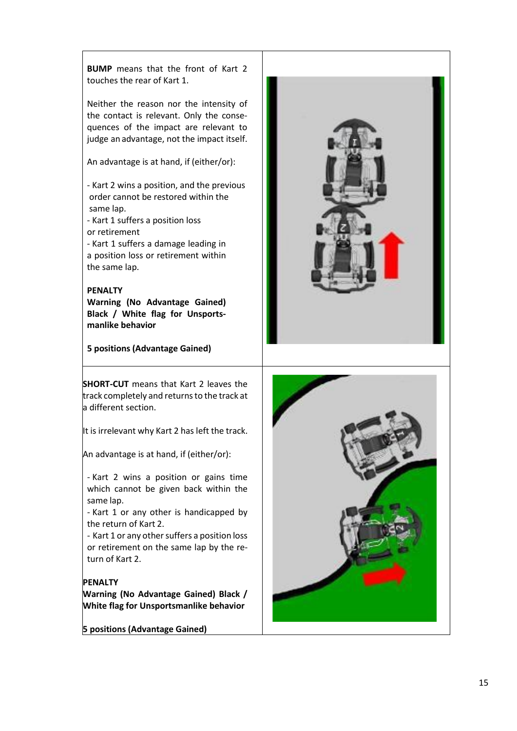**BUMP** means that the front of Kart 2 touches the rear of Kart 1.

Neither the reason nor the intensity of the contact is relevant. Only the consequences of the impact are relevant to judge an advantage, not the impact itself.

An advantage is at hand, if (either/or):

- Kart 2 wins a position, and the previous order cannot be restored within the same lap.
- Kart 1 suffers a position loss or retirement
- Kart 1 suffers a damage leading in a position loss or retirement within the same lap.

**PENALTY**
**Warning (No Advantage Gained) Black / White flag for Unsportsmanlike behavior**

**5 positions (Advantage Gained)**

**SHORT-CUT** means that Kart 2 leaves the track completely and returns to the track at a different section.

It is irrelevant why Kart 2 has left the track.

An advantage is at hand, if (either/or):

- Kart 2 wins a position or gains time which cannot be given back within the same lap.
- Kart 1 or any other is handicapped by the return of Kart 2.
- Kart 1 or any other suffers a position loss or retirement on the same lap by the return of Kart 2.

**PENALTY**
**Warning (No Advantage Gained) Black / White flag for Unsportsmanlike behavior**

**5 positions (Advantage Gained)**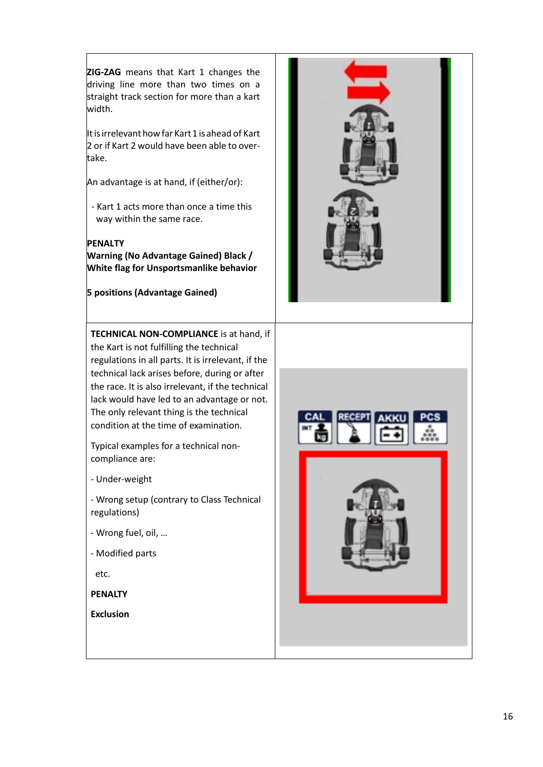**ZIG-ZAG** means that Kart 1 changes the driving line more than two times on a straight track section for more than a kart width.

It is irrelevant how far Kart 1 is ahead of Kart 2 or if Kart 2 would have been able to overtake.

An advantage is at hand, if (either/or):

- Kart 1 acts more than once a time this way within the same race.

**PENALTY**

**Warning (No Advantage Gained) Black / White flag for Unsportsmanlike behavior**

**5 positions (Advantage Gained)**

**TECHNICAL NON-COMPLIANCE** is at hand, if the Kart is not fulfilling the technical regulations in all parts. It is irrelevant, if the technical lack arises before, during or after the race. It is also irrelevant, if the technical lack would have led to an advantage or not. The only relevant thing is the technical condition at the time of examination.

Typical examples for a technical non-compliance are:

- Under-weight
- Wrong setup (contrary to Class Technical regulations)
- Wrong fuel, oil, …
- Modified parts

etc.

**PENALTY**

**Exclusion**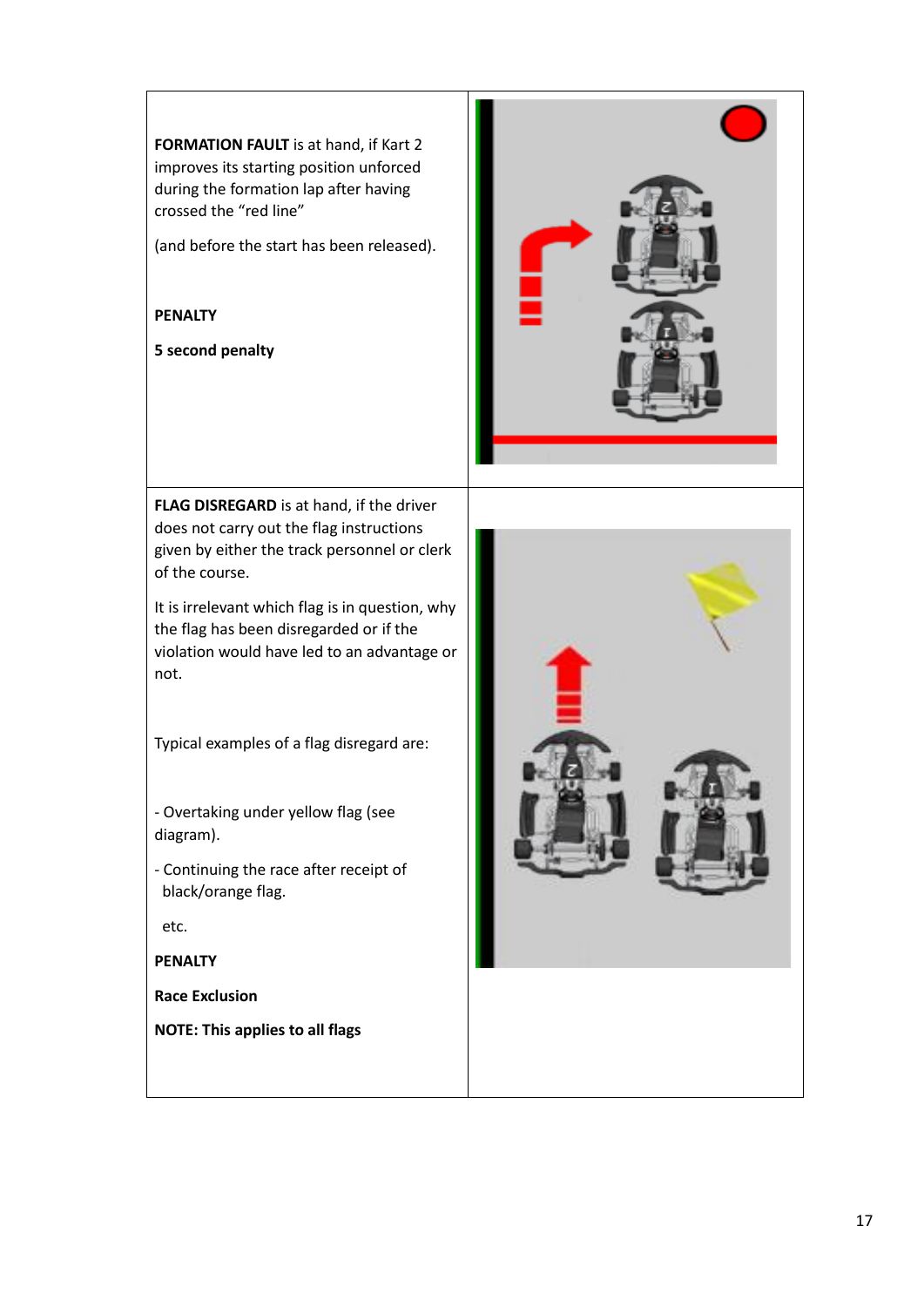**FORMATION FAULT** is at hand, if Kart 2 improves its starting position unforced during the formation lap after having crossed the "red line"

(and before the start has been released).

**PENALTY**

**5 second penalty**

**FLAG DISREGARD** is at hand, if the driver does not carry out the flag instructions given by either the track personnel or clerk of the course.

It is irrelevant which flag is in question, why the flag has been disregarded or if the violation would have led to an advantage or not.

Typical examples of a flag disregard are:

- Overtaking under yellow flag (see diagram).
- Continuing the race after receipt of black/orange flag.

etc.

**PENALTY**

**Race Exclusion**

**NOTE: This applies to all flags**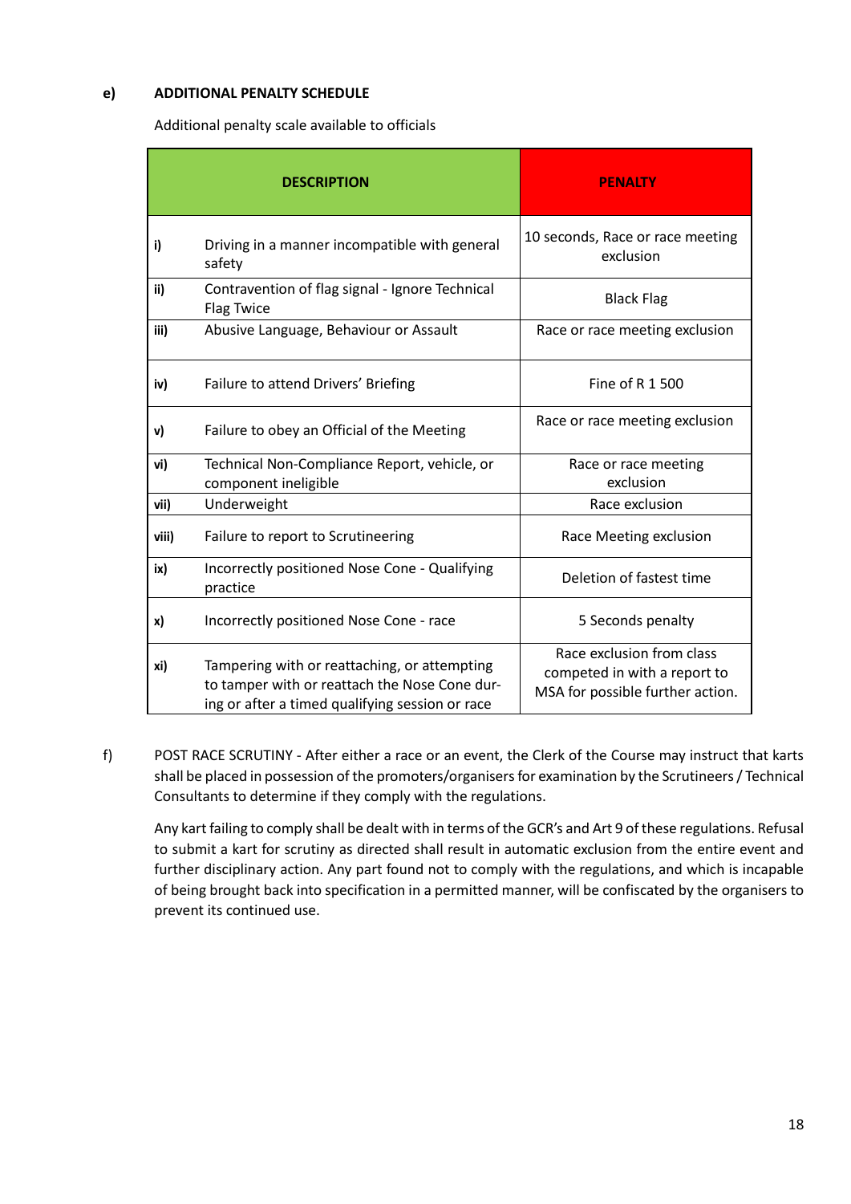**e) ADDITIONAL PENALTY SCHEDULE**

Additional penalty scale available to officials

| | DESCRIPTION | PENALTY |
|---|---|---|
| **i)** | Driving in a manner incompatible with general safety | 10 seconds, Race or race meeting exclusion |
| **ii)** | Contravention of flag signal - Ignore Technical Flag Twice | Black Flag |
| **iii)** | Abusive Language, Behaviour or Assault | Race or race meeting exclusion |
| **iv)** | Failure to attend Drivers' Briefing | Fine of R 1 500 |
| **v)** | Failure to obey an Official of the Meeting | Race or race meeting exclusion |
| **vi)** | Technical Non-Compliance Report, vehicle, or component ineligible | Race or race meeting exclusion |
| **vii)** | Underweight | Race exclusion |
| **viii)** | Failure to report to Scrutineering | Race Meeting exclusion |
| **ix)** | Incorrectly positioned Nose Cone - Qualifying practice | Deletion of fastest time |
| **x)** | Incorrectly positioned Nose Cone - race | 5 Seconds penalty |
| **xi)** | Tampering with or reattaching, or attempting to tamper with or reattach the Nose Cone during or after a timed qualifying session or race | Race exclusion from class competed in with a report to MSA for possible further action. |

f) POST RACE SCRUTINY - After either a race or an event, the Clerk of the Course may instruct that karts shall be placed in possession of the promoters/organisers for examination by the Scrutineers / Technical Consultants to determine if they comply with the regulations.

Any kart failing to comply shall be dealt with in terms of the GCR's and Art 9 of these regulations. Refusal to submit a kart for scrutiny as directed shall result in automatic exclusion from the entire event and further disciplinary action. Any part found not to comply with the regulations, and which is incapable of being brought back into specification in a permitted manner, will be confiscated by the organisers to prevent its continued use.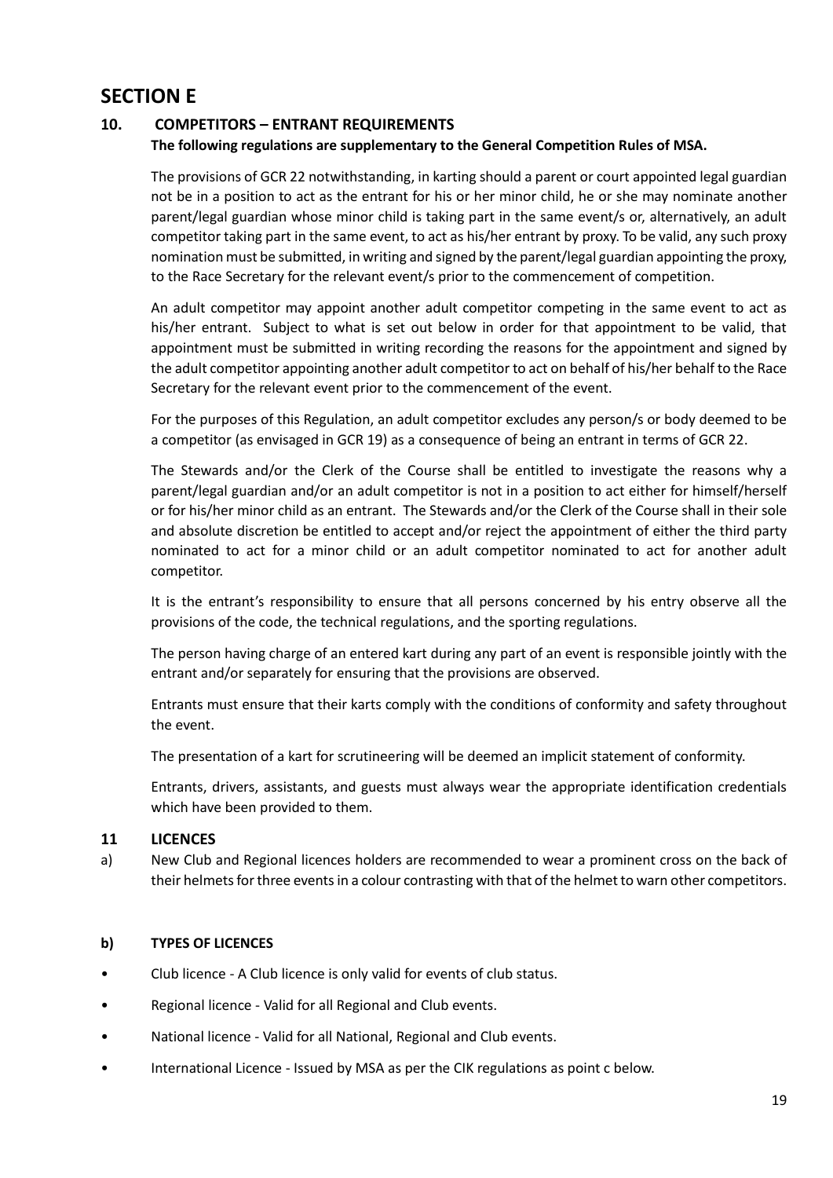# SECTION E

## 10. COMPETITORS – ENTRANT REQUIREMENTS

**The following regulations are supplementary to the General Competition Rules of MSA.**

The provisions of GCR 22 notwithstanding, in karting should a parent or court appointed legal guardian not be in a position to act as the entrant for his or her minor child, he or she may nominate another parent/legal guardian whose minor child is taking part in the same event/s or, alternatively, an adult competitor taking part in the same event, to act as his/her entrant by proxy. To be valid, any such proxy nomination must be submitted, in writing and signed by the parent/legal guardian appointing the proxy, to the Race Secretary for the relevant event/s prior to the commencement of competition.

An adult competitor may appoint another adult competitor competing in the same event to act as his/her entrant. Subject to what is set out below in order for that appointment to be valid, that appointment must be submitted in writing recording the reasons for the appointment and signed by the adult competitor appointing another adult competitor to act on behalf of his/her behalf to the Race Secretary for the relevant event prior to the commencement of the event.

For the purposes of this Regulation, an adult competitor excludes any person/s or body deemed to be a competitor (as envisaged in GCR 19) as a consequence of being an entrant in terms of GCR 22.

The Stewards and/or the Clerk of the Course shall be entitled to investigate the reasons why a parent/legal guardian and/or an adult competitor is not in a position to act either for himself/herself or for his/her minor child as an entrant. The Stewards and/or the Clerk of the Course shall in their sole and absolute discretion be entitled to accept and/or reject the appointment of either the third party nominated to act for a minor child or an adult competitor nominated to act for another adult competitor.

It is the entrant's responsibility to ensure that all persons concerned by his entry observe all the provisions of the code, the technical regulations, and the sporting regulations.

The person having charge of an entered kart during any part of an event is responsible jointly with the entrant and/or separately for ensuring that the provisions are observed.

Entrants must ensure that their karts comply with the conditions of conformity and safety throughout the event.

The presentation of a kart for scrutineering will be deemed an implicit statement of conformity.

Entrants, drivers, assistants, and guests must always wear the appropriate identification credentials which have been provided to them.

## 11 LICENCES

a) New Club and Regional licences holders are recommended to wear a prominent cross on the back of their helmets for three events in a colour contrasting with that of the helmet to warn other competitors.

**b) TYPES OF LICENCES**

- Club licence - A Club licence is only valid for events of club status.
- Regional licence - Valid for all Regional and Club events.
- National licence - Valid for all National, Regional and Club events.
- International Licence - Issued by MSA as per the CIK regulations as point c below.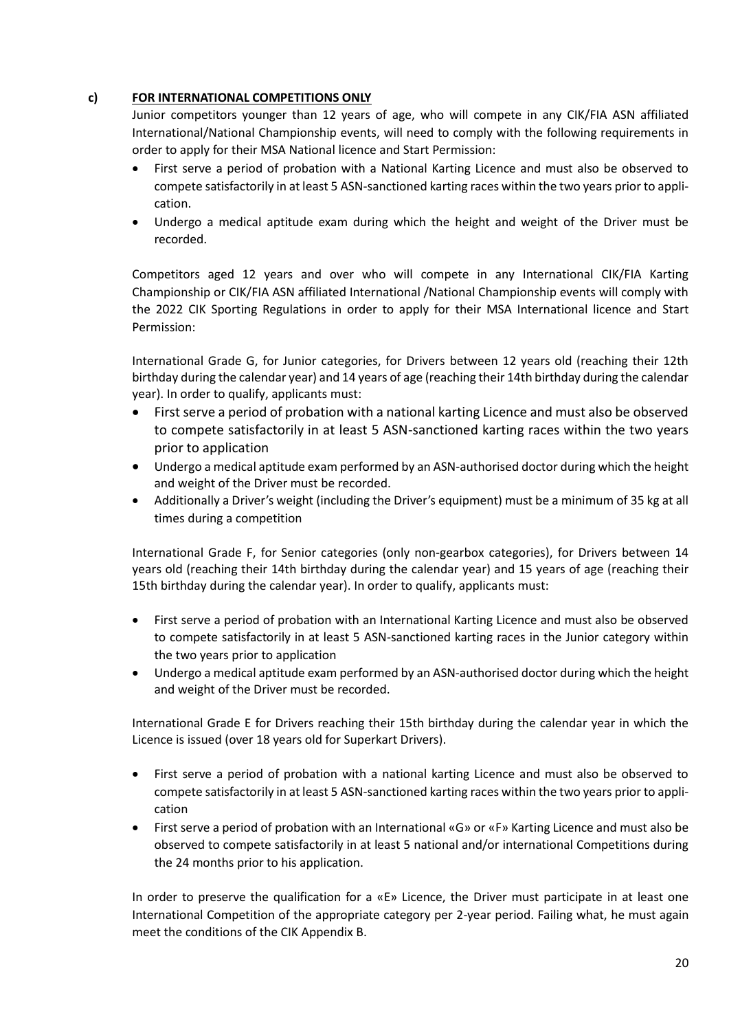**c) FOR INTERNATIONAL COMPETITIONS ONLY**

Junior competitors younger than 12 years of age, who will compete in any CIK/FIA ASN affiliated International/National Championship events, will need to comply with the following requirements in order to apply for their MSA National licence and Start Permission:

- First serve a period of probation with a National Karting Licence and must also be observed to compete satisfactorily in at least 5 ASN-sanctioned karting races within the two years prior to application.
- Undergo a medical aptitude exam during which the height and weight of the Driver must be recorded.

Competitors aged 12 years and over who will compete in any International CIK/FIA Karting Championship or CIK/FIA ASN affiliated International /National Championship events will comply with the 2022 CIK Sporting Regulations in order to apply for their MSA International licence and Start Permission:

International Grade G, for Junior categories, for Drivers between 12 years old (reaching their 12th birthday during the calendar year) and 14 years of age (reaching their 14th birthday during the calendar year). In order to qualify, applicants must:

- First serve a period of probation with a national karting Licence and must also be observed to compete satisfactorily in at least 5 ASN-sanctioned karting races within the two years prior to application
- Undergo a medical aptitude exam performed by an ASN-authorised doctor during which the height and weight of the Driver must be recorded.
- Additionally a Driver's weight (including the Driver's equipment) must be a minimum of 35 kg at all times during a competition

International Grade F, for Senior categories (only non-gearbox categories), for Drivers between 14 years old (reaching their 14th birthday during the calendar year) and 15 years of age (reaching their 15th birthday during the calendar year). In order to qualify, applicants must:

- First serve a period of probation with an International Karting Licence and must also be observed to compete satisfactorily in at least 5 ASN-sanctioned karting races in the Junior category within the two years prior to application
- Undergo a medical aptitude exam performed by an ASN-authorised doctor during which the height and weight of the Driver must be recorded.

International Grade E for Drivers reaching their 15th birthday during the calendar year in which the Licence is issued (over 18 years old for Superkart Drivers).

- First serve a period of probation with a national karting Licence and must also be observed to compete satisfactorily in at least 5 ASN-sanctioned karting races within the two years prior to application
- First serve a period of probation with an International «G» or «F» Karting Licence and must also be observed to compete satisfactorily in at least 5 national and/or international Competitions during the 24 months prior to his application.

In order to preserve the qualification for a «E» Licence, the Driver must participate in at least one International Competition of the appropriate category per 2-year period. Failing what, he must again meet the conditions of the CIK Appendix B.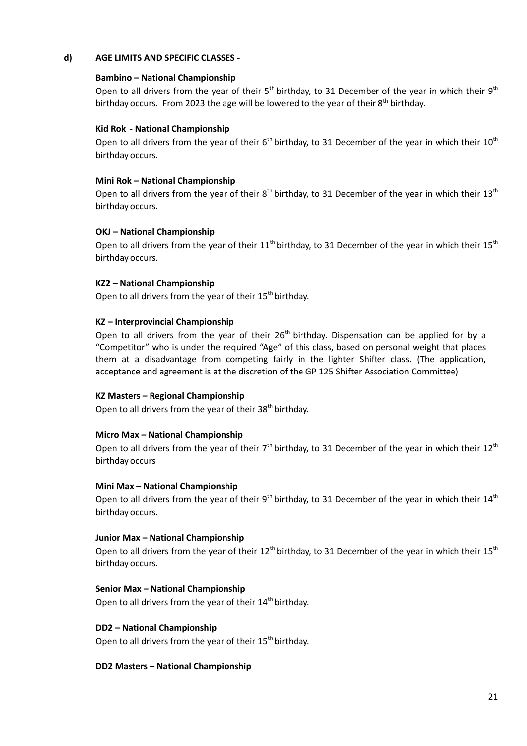**d) AGE LIMITS AND SPECIFIC CLASSES -**

**Bambino – National Championship**

Open to all drivers from the year of their 5th birthday, to 31 December of the year in which their 9th birthday occurs. From 2023 the age will be lowered to the year of their 8th birthday.

**Kid Rok - National Championship**

Open to all drivers from the year of their 6th birthday, to 31 December of the year in which their 10th birthday occurs.

**Mini Rok – National Championship**

Open to all drivers from the year of their 8th birthday, to 31 December of the year in which their 13th birthday occurs.

**OKJ – National Championship**

Open to all drivers from the year of their 11th birthday, to 31 December of the year in which their 15th birthday occurs.

**KZ2 – National Championship**

Open to all drivers from the year of their 15th birthday.

**KZ – Interprovincial Championship**

Open to all drivers from the year of their 26th birthday. Dispensation can be applied for by a "Competitor" who is under the required "Age" of this class, based on personal weight that places them at a disadvantage from competing fairly in the lighter Shifter class. (The application, acceptance and agreement is at the discretion of the GP 125 Shifter Association Committee)

**KZ Masters – Regional Championship**

Open to all drivers from the year of their 38th birthday.

**Micro Max – National Championship**

Open to all drivers from the year of their 7th birthday, to 31 December of the year in which their 12th birthday occurs

**Mini Max – National Championship**

Open to all drivers from the year of their 9th birthday, to 31 December of the year in which their 14th birthday occurs.

**Junior Max – National Championship**

Open to all drivers from the year of their 12th birthday, to 31 December of the year in which their 15th birthday occurs.

**Senior Max – National Championship**

Open to all drivers from the year of their 14th birthday.

**DD2 – National Championship**

Open to all drivers from the year of their 15th birthday.

**DD2 Masters – National Championship**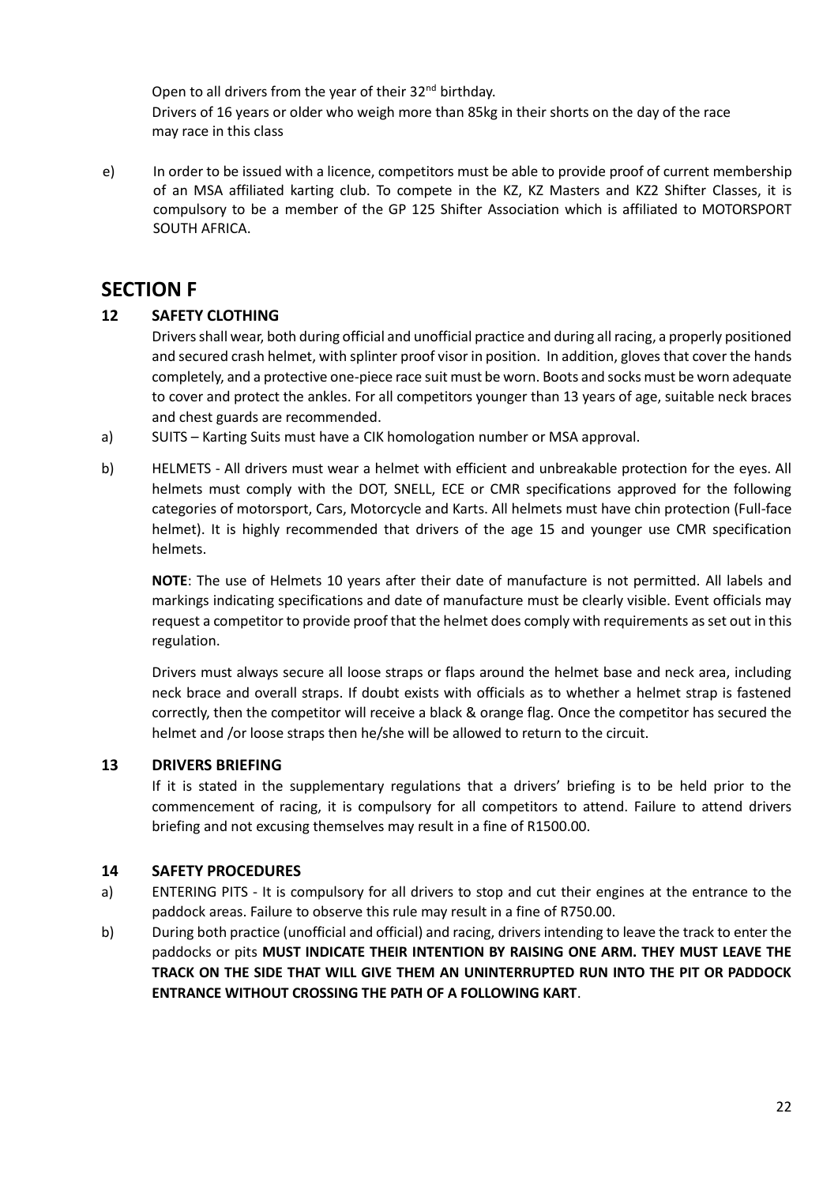Open to all drivers from the year of their 32nd birthday.
Drivers of 16 years or older who weigh more than 85kg in their shorts on the day of the race may race in this class

e) In order to be issued with a licence, competitors must be able to provide proof of current membership of an MSA affiliated karting club. To compete in the KZ, KZ Masters and KZ2 Shifter Classes, it is compulsory to be a member of the GP 125 Shifter Association which is affiliated to MOTORSPORT SOUTH AFRICA.

# SECTION F

## 12 SAFETY CLOTHING

Drivers shall wear, both during official and unofficial practice and during all racing, a properly positioned and secured crash helmet, with splinter proof visor in position. In addition, gloves that cover the hands completely, and a protective one-piece race suit must be worn. Boots and socks must be worn adequate to cover and protect the ankles. For all competitors younger than 13 years of age, suitable neck braces and chest guards are recommended.

a) SUITS – Karting Suits must have a CIK homologation number or MSA approval.

b) HELMETS - All drivers must wear a helmet with efficient and unbreakable protection for the eyes. All helmets must comply with the DOT, SNELL, ECE or CMR specifications approved for the following categories of motorsport, Cars, Motorcycle and Karts. All helmets must have chin protection (Full-face helmet). It is highly recommended that drivers of the age 15 and younger use CMR specification helmets.

**NOTE**: The use of Helmets 10 years after their date of manufacture is not permitted. All labels and markings indicating specifications and date of manufacture must be clearly visible. Event officials may request a competitor to provide proof that the helmet does comply with requirements as set out in this regulation.

Drivers must always secure all loose straps or flaps around the helmet base and neck area, including neck brace and overall straps. If doubt exists with officials as to whether a helmet strap is fastened correctly, then the competitor will receive a black & orange flag. Once the competitor has secured the helmet and /or loose straps then he/she will be allowed to return to the circuit.

## 13 DRIVERS BRIEFING

If it is stated in the supplementary regulations that a drivers' briefing is to be held prior to the commencement of racing, it is compulsory for all competitors to attend. Failure to attend drivers briefing and not excusing themselves may result in a fine of R1500.00.

## 14 SAFETY PROCEDURES

a) ENTERING PITS - It is compulsory for all drivers to stop and cut their engines at the entrance to the paddock areas. Failure to observe this rule may result in a fine of R750.00.

b) During both practice (unofficial and official) and racing, drivers intending to leave the track to enter the paddocks or pits **MUST INDICATE THEIR INTENTION BY RAISING ONE ARM. THEY MUST LEAVE THE TRACK ON THE SIDE THAT WILL GIVE THEM AN UNINTERRUPTED RUN INTO THE PIT OR PADDOCK ENTRANCE WITHOUT CROSSING THE PATH OF A FOLLOWING KART**.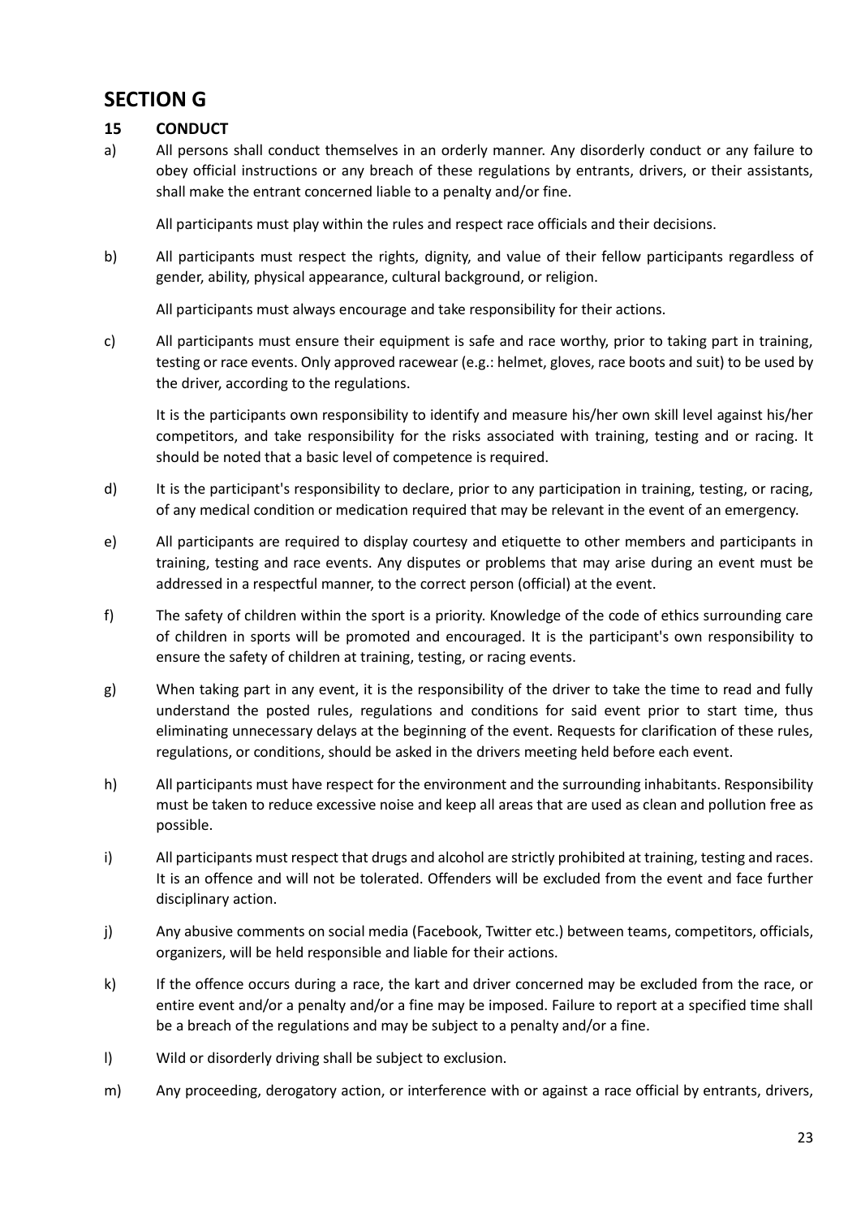# SECTION G

## 15 CONDUCT

a) All persons shall conduct themselves in an orderly manner. Any disorderly conduct or any failure to obey official instructions or any breach of these regulations by entrants, drivers, or their assistants, shall make the entrant concerned liable to a penalty and/or fine.

   All participants must play within the rules and respect race officials and their decisions.

b) All participants must respect the rights, dignity, and value of their fellow participants regardless of gender, ability, physical appearance, cultural background, or religion.

   All participants must always encourage and take responsibility for their actions.

c) All participants must ensure their equipment is safe and race worthy, prior to taking part in training, testing or race events. Only approved racewear (e.g.: helmet, gloves, race boots and suit) to be used by the driver, according to the regulations.

   It is the participants own responsibility to identify and measure his/her own skill level against his/her competitors, and take responsibility for the risks associated with training, testing and or racing. It should be noted that a basic level of competence is required.

d) It is the participant's responsibility to declare, prior to any participation in training, testing, or racing, of any medical condition or medication required that may be relevant in the event of an emergency.

e) All participants are required to display courtesy and etiquette to other members and participants in training, testing and race events. Any disputes or problems that may arise during an event must be addressed in a respectful manner, to the correct person (official) at the event.

f) The safety of children within the sport is a priority. Knowledge of the code of ethics surrounding care of children in sports will be promoted and encouraged. It is the participant's own responsibility to ensure the safety of children at training, testing, or racing events.

g) When taking part in any event, it is the responsibility of the driver to take the time to read and fully understand the posted rules, regulations and conditions for said event prior to start time, thus eliminating unnecessary delays at the beginning of the event. Requests for clarification of these rules, regulations, or conditions, should be asked in the drivers meeting held before each event.

h) All participants must have respect for the environment and the surrounding inhabitants. Responsibility must be taken to reduce excessive noise and keep all areas that are used as clean and pollution free as possible.

i) All participants must respect that drugs and alcohol are strictly prohibited at training, testing and races. It is an offence and will not be tolerated. Offenders will be excluded from the event and face further disciplinary action.

j) Any abusive comments on social media (Facebook, Twitter etc.) between teams, competitors, officials, organizers, will be held responsible and liable for their actions.

k) If the offence occurs during a race, the kart and driver concerned may be excluded from the race, or entire event and/or a penalty and/or a fine may be imposed. Failure to report at a specified time shall be a breach of the regulations and may be subject to a penalty and/or a fine.

l) Wild or disorderly driving shall be subject to exclusion.

m) Any proceeding, derogatory action, or interference with or against a race official by entrants, drivers,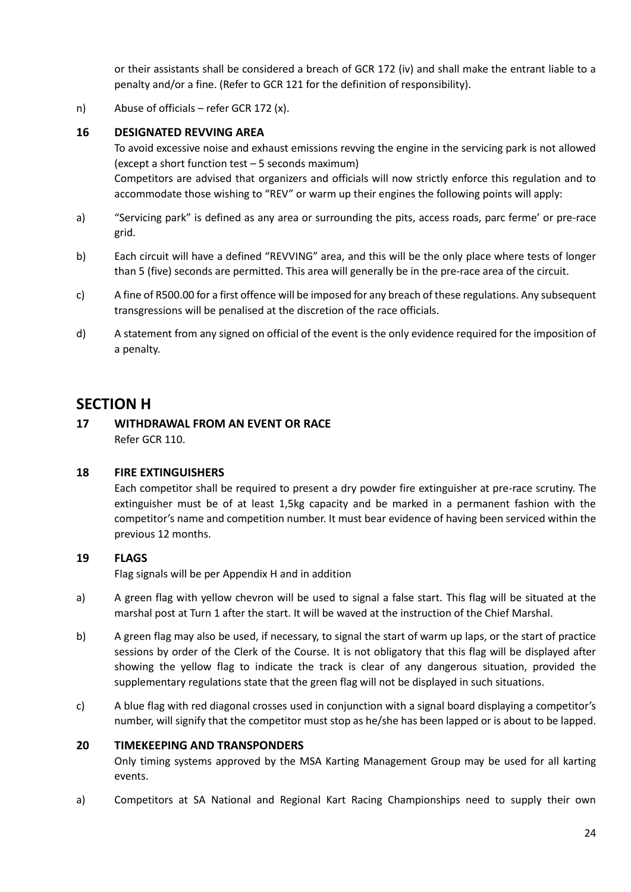or their assistants shall be considered a breach of GCR 172 (iv) and shall make the entrant liable to a penalty and/or a fine. (Refer to GCR 121 for the definition of responsibility).

n) Abuse of officials – refer GCR 172 (x).

### 16 DESIGNATED REVVING AREA

To avoid excessive noise and exhaust emissions revving the engine in the servicing park is not allowed (except a short function test – 5 seconds maximum)

Competitors are advised that organizers and officials will now strictly enforce this regulation and to accommodate those wishing to "REV" or warm up their engines the following points will apply:

a) "Servicing park" is defined as any area or surrounding the pits, access roads, parc ferme' or pre-race grid.

b) Each circuit will have a defined "REVVING" area, and this will be the only place where tests of longer than 5 (five) seconds are permitted. This area will generally be in the pre-race area of the circuit.

c) A fine of R500.00 for a first offence will be imposed for any breach of these regulations. Any subsequent transgressions will be penalised at the discretion of the race officials.

d) A statement from any signed on official of the event is the only evidence required for the imposition of a penalty.

## SECTION H

### 17 WITHDRAWAL FROM AN EVENT OR RACE

Refer GCR 110.

### 18 FIRE EXTINGUISHERS

Each competitor shall be required to present a dry powder fire extinguisher at pre-race scrutiny. The extinguisher must be of at least 1,5kg capacity and be marked in a permanent fashion with the competitor's name and competition number. It must bear evidence of having been serviced within the previous 12 months.

### 19 FLAGS

Flag signals will be per Appendix H and in addition

a) A green flag with yellow chevron will be used to signal a false start. This flag will be situated at the marshal post at Turn 1 after the start. It will be waved at the instruction of the Chief Marshal.

b) A green flag may also be used, if necessary, to signal the start of warm up laps, or the start of practice sessions by order of the Clerk of the Course. It is not obligatory that this flag will be displayed after showing the yellow flag to indicate the track is clear of any dangerous situation, provided the supplementary regulations state that the green flag will not be displayed in such situations.

c) A blue flag with red diagonal crosses used in conjunction with a signal board displaying a competitor's number, will signify that the competitor must stop as he/she has been lapped or is about to be lapped.

### 20 TIMEKEEPING AND TRANSPONDERS

Only timing systems approved by the MSA Karting Management Group may be used for all karting events.

a) Competitors at SA National and Regional Kart Racing Championships need to supply their own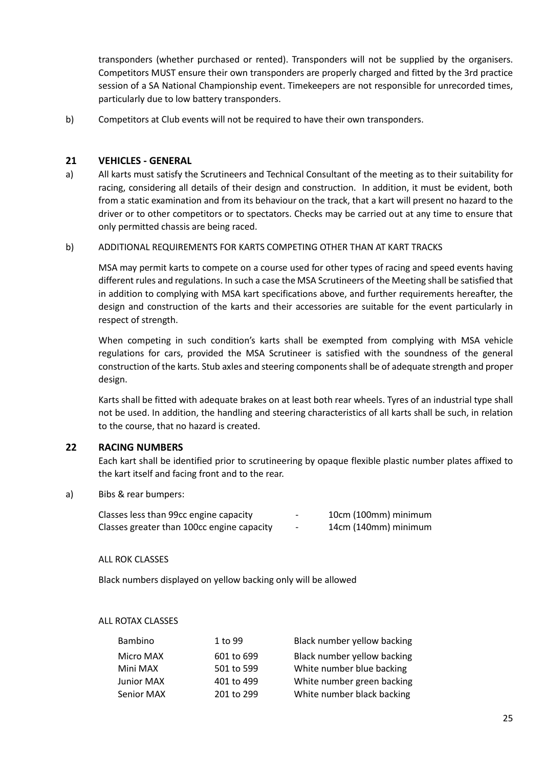transponders (whether purchased or rented). Transponders will not be supplied by the organisers. Competitors MUST ensure their own transponders are properly charged and fitted by the 3rd practice session of a SA National Championship event. Timekeepers are not responsible for unrecorded times, particularly due to low battery transponders.

b) Competitors at Club events will not be required to have their own transponders.

## 21 VEHICLES - GENERAL

a) All karts must satisfy the Scrutineers and Technical Consultant of the meeting as to their suitability for racing, considering all details of their design and construction. In addition, it must be evident, both from a static examination and from its behaviour on the track, that a kart will present no hazard to the driver or to other competitors or to spectators. Checks may be carried out at any time to ensure that only permitted chassis are being raced.

b) ADDITIONAL REQUIREMENTS FOR KARTS COMPETING OTHER THAN AT KART TRACKS

MSA may permit karts to compete on a course used for other types of racing and speed events having different rules and regulations. In such a case the MSA Scrutineers of the Meeting shall be satisfied that in addition to complying with MSA kart specifications above, and further requirements hereafter, the design and construction of the karts and their accessories are suitable for the event particularly in respect of strength.

When competing in such condition's karts shall be exempted from complying with MSA vehicle regulations for cars, provided the MSA Scrutineer is satisfied with the soundness of the general construction of the karts. Stub axles and steering components shall be of adequate strength and proper design.

Karts shall be fitted with adequate brakes on at least both rear wheels. Tyres of an industrial type shall not be used. In addition, the handling and steering characteristics of all karts shall be such, in relation to the course, that no hazard is created.

## 22 RACING NUMBERS

Each kart shall be identified prior to scrutineering by opaque flexible plastic number plates affixed to the kart itself and facing front and to the rear.

a) Bibs & rear bumpers:

| | | |
|---|---|---|
| Classes less than 99cc engine capacity | - | 10cm (100mm) minimum |
| Classes greater than 100cc engine capacity | - | 14cm (140mm) minimum |

ALL ROK CLASSES

Black numbers displayed on yellow backing only will be allowed

ALL ROTAX CLASSES

| | | |
|---|---|---|
| Bambino | 1 to 99 | Black number yellow backing |
| Micro MAX | 601 to 699 | Black number yellow backing |
| Mini MAX | 501 to 599 | White number blue backing |
| Junior MAX | 401 to 499 | White number green backing |
| Senior MAX | 201 to 299 | White number black backing |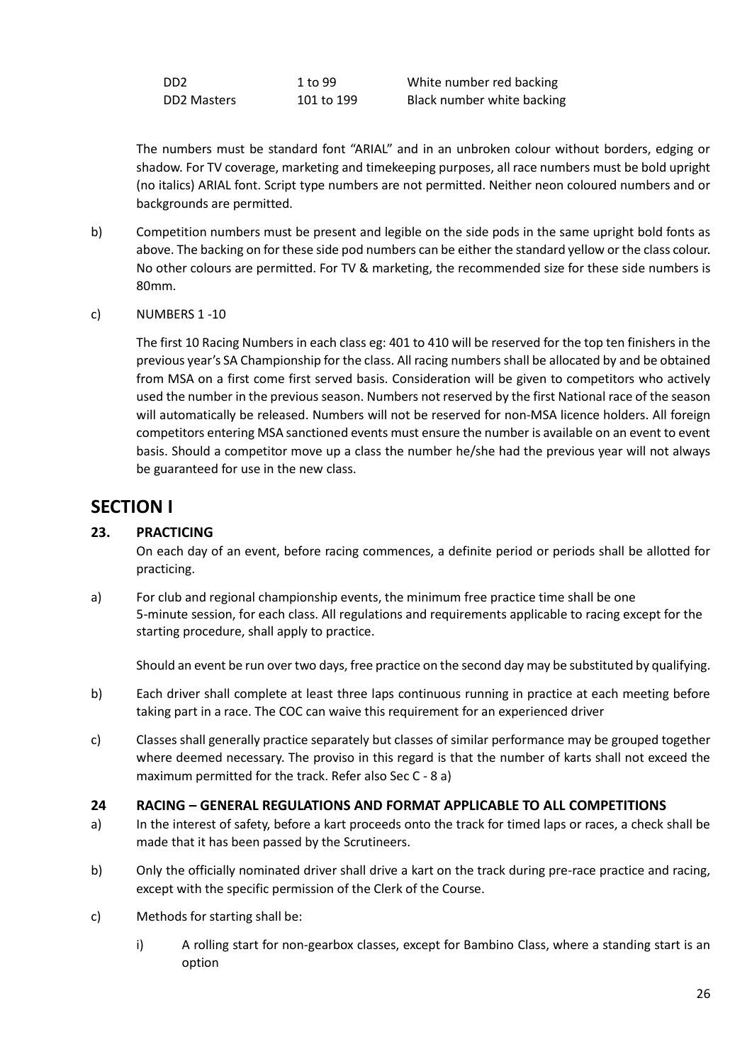| | | |
|---|---|---|
| DD2 | 1 to 99 | White number red backing |
| DD2 Masters | 101 to 199 | Black number white backing |

The numbers must be standard font "ARIAL" and in an unbroken colour without borders, edging or shadow. For TV coverage, marketing and timekeeping purposes, all race numbers must be bold upright (no italics) ARIAL font. Script type numbers are not permitted. Neither neon coloured numbers and or backgrounds are permitted.

b) Competition numbers must be present and legible on the side pods in the same upright bold fonts as above. The backing on for these side pod numbers can be either the standard yellow or the class colour. No other colours are permitted. For TV & marketing, the recommended size for these side numbers is 80mm.

c) NUMBERS 1 -10

The first 10 Racing Numbers in each class eg: 401 to 410 will be reserved for the top ten finishers in the previous year's SA Championship for the class. All racing numbers shall be allocated by and be obtained from MSA on a first come first served basis. Consideration will be given to competitors who actively used the number in the previous season. Numbers not reserved by the first National race of the season will automatically be released. Numbers will not be reserved for non-MSA licence holders. All foreign competitors entering MSA sanctioned events must ensure the number is available on an event to event basis. Should a competitor move up a class the number he/she had the previous year will not always be guaranteed for use in the new class.

# SECTION I

## 23. PRACTICING

On each day of an event, before racing commences, a definite period or periods shall be allotted for practicing.

a) For club and regional championship events, the minimum free practice time shall be one 5-minute session, for each class. All regulations and requirements applicable to racing except for the starting procedure, shall apply to practice.

Should an event be run over two days, free practice on the second day may be substituted by qualifying.

b) Each driver shall complete at least three laps continuous running in practice at each meeting before taking part in a race. The COC can waive this requirement for an experienced driver

c) Classes shall generally practice separately but classes of similar performance may be grouped together where deemed necessary. The proviso in this regard is that the number of karts shall not exceed the maximum permitted for the track. Refer also Sec C - 8 a)

## 24 RACING – GENERAL REGULATIONS AND FORMAT APPLICABLE TO ALL COMPETITIONS

a) In the interest of safety, before a kart proceeds onto the track for timed laps or races, a check shall be made that it has been passed by the Scrutineers.

b) Only the officially nominated driver shall drive a kart on the track during pre-race practice and racing, except with the specific permission of the Clerk of the Course.

c) Methods for starting shall be:

   i) A rolling start for non-gearbox classes, except for Bambino Class, where a standing start is an option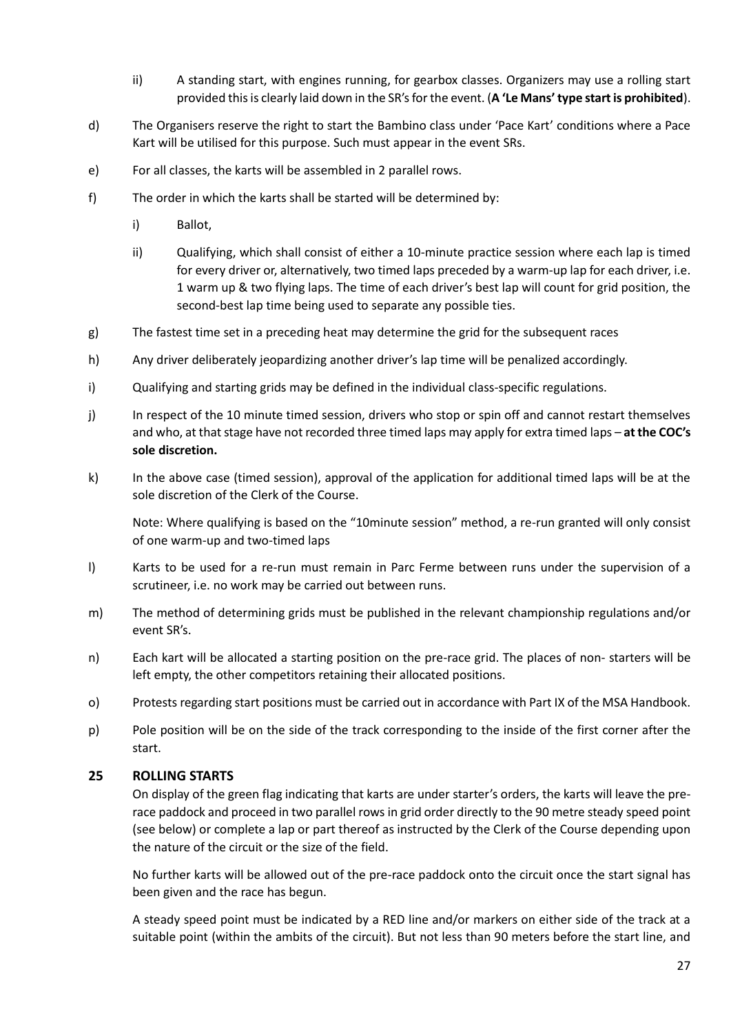ii) A standing start, with engines running, for gearbox classes. Organizers may use a rolling start provided this is clearly laid down in the SR's for the event. (**A 'Le Mans' type start is prohibited**).

d) The Organisers reserve the right to start the Bambino class under 'Pace Kart' conditions where a Pace Kart will be utilised for this purpose. Such must appear in the event SRs.

e) For all classes, the karts will be assembled in 2 parallel rows.

f) The order in which the karts shall be started will be determined by:

i) Ballot,

ii) Qualifying, which shall consist of either a 10-minute practice session where each lap is timed for every driver or, alternatively, two timed laps preceded by a warm-up lap for each driver, i.e. 1 warm up & two flying laps. The time of each driver's best lap will count for grid position, the second-best lap time being used to separate any possible ties.

g) The fastest time set in a preceding heat may determine the grid for the subsequent races

h) Any driver deliberately jeopardizing another driver's lap time will be penalized accordingly.

i) Qualifying and starting grids may be defined in the individual class-specific regulations.

j) In respect of the 10 minute timed session, drivers who stop or spin off and cannot restart themselves and who, at that stage have not recorded three timed laps may apply for extra timed laps – **at the COC's sole discretion.**

k) In the above case (timed session), approval of the application for additional timed laps will be at the sole discretion of the Clerk of the Course.

Note: Where qualifying is based on the "10minute session" method, a re-run granted will only consist of one warm-up and two-timed laps

l) Karts to be used for a re-run must remain in Parc Ferme between runs under the supervision of a scrutineer, i.e. no work may be carried out between runs.

m) The method of determining grids must be published in the relevant championship regulations and/or event SR's.

n) Each kart will be allocated a starting position on the pre-race grid. The places of non- starters will be left empty, the other competitors retaining their allocated positions.

o) Protests regarding start positions must be carried out in accordance with Part IX of the MSA Handbook.

p) Pole position will be on the side of the track corresponding to the inside of the first corner after the start.

## 25 ROLLING STARTS

On display of the green flag indicating that karts are under starter's orders, the karts will leave the pre-race paddock and proceed in two parallel rows in grid order directly to the 90 metre steady speed point (see below) or complete a lap or part thereof as instructed by the Clerk of the Course depending upon the nature of the circuit or the size of the field.

No further karts will be allowed out of the pre-race paddock onto the circuit once the start signal has been given and the race has begun.

A steady speed point must be indicated by a RED line and/or markers on either side of the track at a suitable point (within the ambits of the circuit). But not less than 90 meters before the start line, and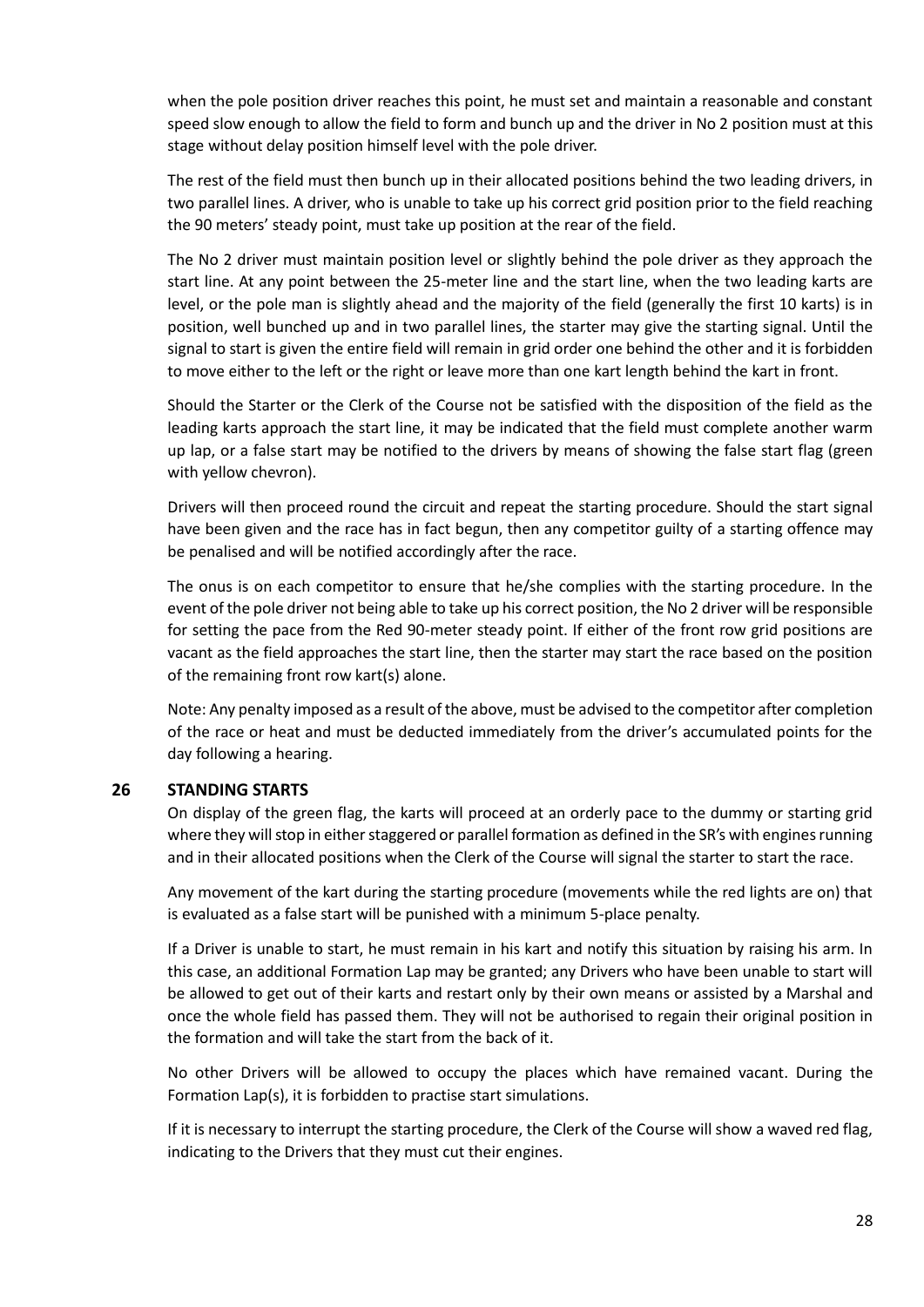when the pole position driver reaches this point, he must set and maintain a reasonable and constant speed slow enough to allow the field to form and bunch up and the driver in No 2 position must at this stage without delay position himself level with the pole driver.

The rest of the field must then bunch up in their allocated positions behind the two leading drivers, in two parallel lines. A driver, who is unable to take up his correct grid position prior to the field reaching the 90 meters' steady point, must take up position at the rear of the field.

The No 2 driver must maintain position level or slightly behind the pole driver as they approach the start line. At any point between the 25-meter line and the start line, when the two leading karts are level, or the pole man is slightly ahead and the majority of the field (generally the first 10 karts) is in position, well bunched up and in two parallel lines, the starter may give the starting signal. Until the signal to start is given the entire field will remain in grid order one behind the other and it is forbidden to move either to the left or the right or leave more than one kart length behind the kart in front.

Should the Starter or the Clerk of the Course not be satisfied with the disposition of the field as the leading karts approach the start line, it may be indicated that the field must complete another warm up lap, or a false start may be notified to the drivers by means of showing the false start flag (green with yellow chevron).

Drivers will then proceed round the circuit and repeat the starting procedure. Should the start signal have been given and the race has in fact begun, then any competitor guilty of a starting offence may be penalised and will be notified accordingly after the race.

The onus is on each competitor to ensure that he/she complies with the starting procedure. In the event of the pole driver not being able to take up his correct position, the No 2 driver will be responsible for setting the pace from the Red 90-meter steady point. If either of the front row grid positions are vacant as the field approaches the start line, then the starter may start the race based on the position of the remaining front row kart(s) alone.

Note: Any penalty imposed as a result of the above, must be advised to the competitor after completion of the race or heat and must be deducted immediately from the driver's accumulated points for the day following a hearing.

## 26 STANDING STARTS

On display of the green flag, the karts will proceed at an orderly pace to the dummy or starting grid where they will stop in either staggered or parallel formation as defined in the SR's with engines running and in their allocated positions when the Clerk of the Course will signal the starter to start the race.

Any movement of the kart during the starting procedure (movements while the red lights are on) that is evaluated as a false start will be punished with a minimum 5-place penalty.

If a Driver is unable to start, he must remain in his kart and notify this situation by raising his arm. In this case, an additional Formation Lap may be granted; any Drivers who have been unable to start will be allowed to get out of their karts and restart only by their own means or assisted by a Marshal and once the whole field has passed them. They will not be authorised to regain their original position in the formation and will take the start from the back of it.

No other Drivers will be allowed to occupy the places which have remained vacant. During the Formation Lap(s), it is forbidden to practise start simulations.

If it is necessary to interrupt the starting procedure, the Clerk of the Course will show a waved red flag, indicating to the Drivers that they must cut their engines.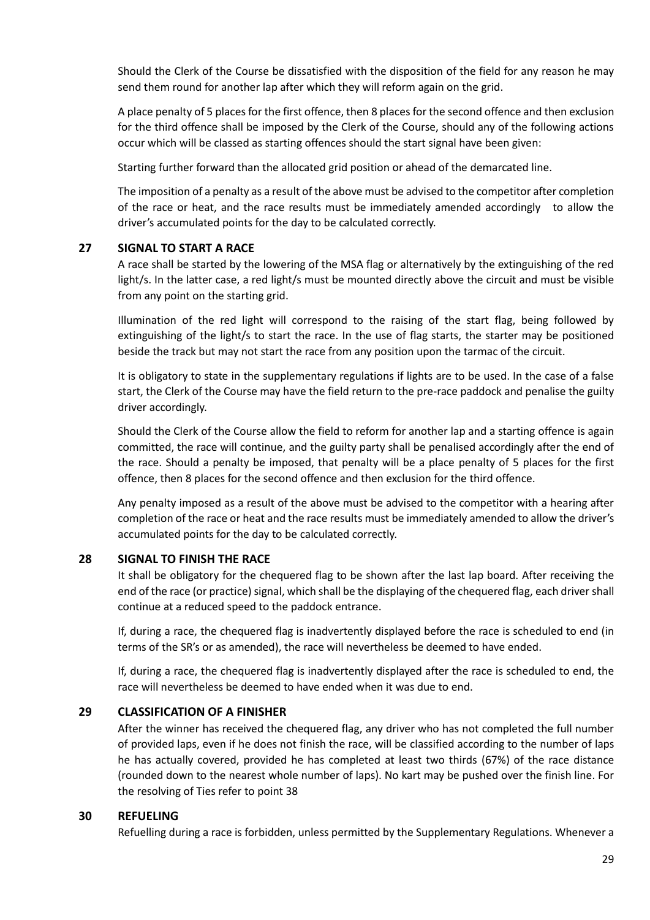Should the Clerk of the Course be dissatisfied with the disposition of the field for any reason he may send them round for another lap after which they will reform again on the grid.

A place penalty of 5 places for the first offence, then 8 places for the second offence and then exclusion for the third offence shall be imposed by the Clerk of the Course, should any of the following actions occur which will be classed as starting offences should the start signal have been given:

Starting further forward than the allocated grid position or ahead of the demarcated line.

The imposition of a penalty as a result of the above must be advised to the competitor after completion of the race or heat, and the race results must be immediately amended accordingly to allow the driver's accumulated points for the day to be calculated correctly.

## 27 SIGNAL TO START A RACE

A race shall be started by the lowering of the MSA flag or alternatively by the extinguishing of the red light/s. In the latter case, a red light/s must be mounted directly above the circuit and must be visible from any point on the starting grid.

Illumination of the red light will correspond to the raising of the start flag, being followed by extinguishing of the light/s to start the race. In the use of flag starts, the starter may be positioned beside the track but may not start the race from any position upon the tarmac of the circuit.

It is obligatory to state in the supplementary regulations if lights are to be used. In the case of a false start, the Clerk of the Course may have the field return to the pre-race paddock and penalise the guilty driver accordingly.

Should the Clerk of the Course allow the field to reform for another lap and a starting offence is again committed, the race will continue, and the guilty party shall be penalised accordingly after the end of the race. Should a penalty be imposed, that penalty will be a place penalty of 5 places for the first offence, then 8 places for the second offence and then exclusion for the third offence.

Any penalty imposed as a result of the above must be advised to the competitor with a hearing after completion of the race or heat and the race results must be immediately amended to allow the driver's accumulated points for the day to be calculated correctly.

## 28 SIGNAL TO FINISH THE RACE

It shall be obligatory for the chequered flag to be shown after the last lap board. After receiving the end of the race (or practice) signal, which shall be the displaying of the chequered flag, each driver shall continue at a reduced speed to the paddock entrance.

If, during a race, the chequered flag is inadvertently displayed before the race is scheduled to end (in terms of the SR's or as amended), the race will nevertheless be deemed to have ended.

If, during a race, the chequered flag is inadvertently displayed after the race is scheduled to end, the race will nevertheless be deemed to have ended when it was due to end.

## 29 CLASSIFICATION OF A FINISHER

After the winner has received the chequered flag, any driver who has not completed the full number of provided laps, even if he does not finish the race, will be classified according to the number of laps he has actually covered, provided he has completed at least two thirds (67%) of the race distance (rounded down to the nearest whole number of laps). No kart may be pushed over the finish line. For the resolving of Ties refer to point 38

## 30 REFUELING

Refuelling during a race is forbidden, unless permitted by the Supplementary Regulations. Whenever a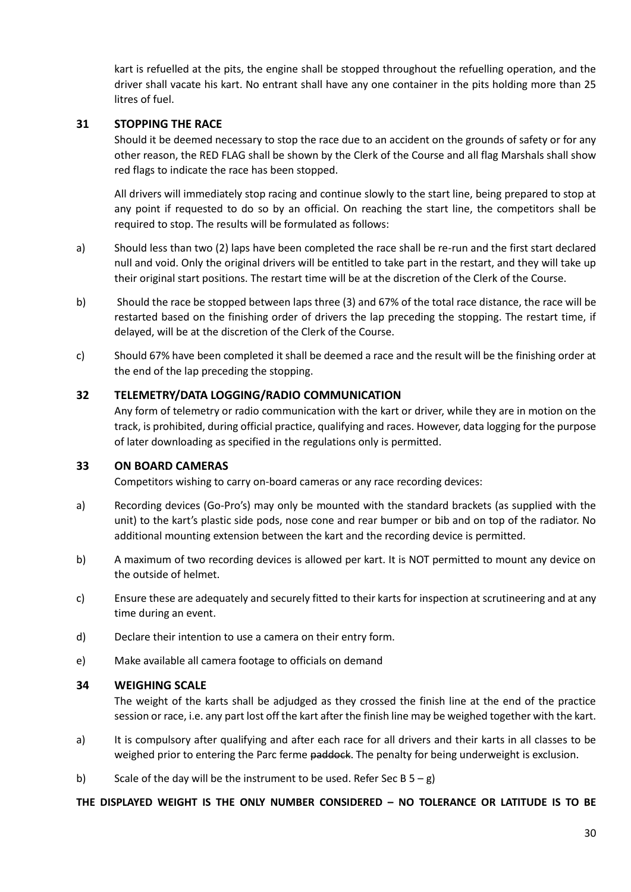kart is refuelled at the pits, the engine shall be stopped throughout the refuelling operation, and the driver shall vacate his kart. No entrant shall have any one container in the pits holding more than 25 litres of fuel.

## 31 STOPPING THE RACE

Should it be deemed necessary to stop the race due to an accident on the grounds of safety or for any other reason, the RED FLAG shall be shown by the Clerk of the Course and all flag Marshals shall show red flags to indicate the race has been stopped.

All drivers will immediately stop racing and continue slowly to the start line, being prepared to stop at any point if requested to do so by an official. On reaching the start line, the competitors shall be required to stop. The results will be formulated as follows:

a) Should less than two (2) laps have been completed the race shall be re-run and the first start declared null and void. Only the original drivers will be entitled to take part in the restart, and they will take up their original start positions. The restart time will be at the discretion of the Clerk of the Course.

b) Should the race be stopped between laps three (3) and 67% of the total race distance, the race will be restarted based on the finishing order of drivers the lap preceding the stopping. The restart time, if delayed, will be at the discretion of the Clerk of the Course.

c) Should 67% have been completed it shall be deemed a race and the result will be the finishing order at the end of the lap preceding the stopping.

## 32 TELEMETRY/DATA LOGGING/RADIO COMMUNICATION

Any form of telemetry or radio communication with the kart or driver, while they are in motion on the track, is prohibited, during official practice, qualifying and races. However, data logging for the purpose of later downloading as specified in the regulations only is permitted.

## 33 ON BOARD CAMERAS

Competitors wishing to carry on-board cameras or any race recording devices:

a) Recording devices (Go-Pro's) may only be mounted with the standard brackets (as supplied with the unit) to the kart's plastic side pods, nose cone and rear bumper or bib and on top of the radiator. No additional mounting extension between the kart and the recording device is permitted.

b) A maximum of two recording devices is allowed per kart. It is NOT permitted to mount any device on the outside of helmet.

c) Ensure these are adequately and securely fitted to their karts for inspection at scrutineering and at any time during an event.

d) Declare their intention to use a camera on their entry form.

e) Make available all camera footage to officials on demand

## 34 WEIGHING SCALE

The weight of the karts shall be adjudged as they crossed the finish line at the end of the practice session or race, i.e. any part lost off the kart after the finish line may be weighed together with the kart.

a) It is compulsory after qualifying and after each race for all drivers and their karts in all classes to be weighed prior to entering the Parc ferme ~~paddock~~. The penalty for being underweight is exclusion.

b) Scale of the day will be the instrument to be used. Refer Sec B 5 – g)

**THE DISPLAYED WEIGHT IS THE ONLY NUMBER CONSIDERED – NO TOLERANCE OR LATITUDE IS TO BE**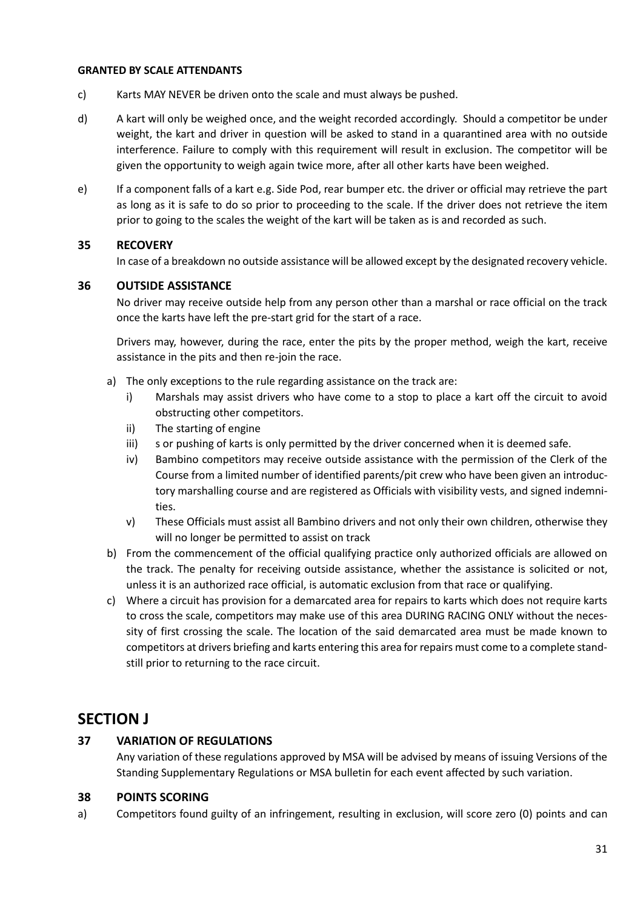**GRANTED BY SCALE ATTENDANTS**

c) Karts MAY NEVER be driven onto the scale and must always be pushed.

d) A kart will only be weighed once, and the weight recorded accordingly. Should a competitor be under weight, the kart and driver in question will be asked to stand in a quarantined area with no outside interference. Failure to comply with this requirement will result in exclusion. The competitor will be given the opportunity to weigh again twice more, after all other karts have been weighed.

e) If a component falls of a kart e.g. Side Pod, rear bumper etc. the driver or official may retrieve the part as long as it is safe to do so prior to proceeding to the scale. If the driver does not retrieve the item prior to going to the scales the weight of the kart will be taken as is and recorded as such.

### 35 RECOVERY

In case of a breakdown no outside assistance will be allowed except by the designated recovery vehicle.

### 36 OUTSIDE ASSISTANCE

No driver may receive outside help from any person other than a marshal or race official on the track once the karts have left the pre-start grid for the start of a race.

Drivers may, however, during the race, enter the pits by the proper method, weigh the kart, receive assistance in the pits and then re-join the race.

a) The only exceptions to the rule regarding assistance on the track are:
   - i) Marshals may assist drivers who have come to a stop to place a kart off the circuit to avoid obstructing other competitors.
   - ii) The starting of engine
   - iii) s or pushing of karts is only permitted by the driver concerned when it is deemed safe.
   - iv) Bambino competitors may receive outside assistance with the permission of the Clerk of the Course from a limited number of identified parents/pit crew who have been given an introductory marshalling course and are registered as Officials with visibility vests, and signed indemnities.
   - v) These Officials must assist all Bambino drivers and not only their own children, otherwise they will no longer be permitted to assist on track

b) From the commencement of the official qualifying practice only authorized officials are allowed on the track. The penalty for receiving outside assistance, whether the assistance is solicited or not, unless it is an authorized race official, is automatic exclusion from that race or qualifying.

c) Where a circuit has provision for a demarcated area for repairs to karts which does not require karts to cross the scale, competitors may make use of this area DURING RACING ONLY without the necessity of first crossing the scale. The location of the said demarcated area must be made known to competitors at drivers briefing and karts entering this area for repairs must come to a complete standstill prior to returning to the race circuit.

## SECTION J

### 37 VARIATION OF REGULATIONS

Any variation of these regulations approved by MSA will be advised by means of issuing Versions of the Standing Supplementary Regulations or MSA bulletin for each event affected by such variation.

### 38 POINTS SCORING

a) Competitors found guilty of an infringement, resulting in exclusion, will score zero (0) points and can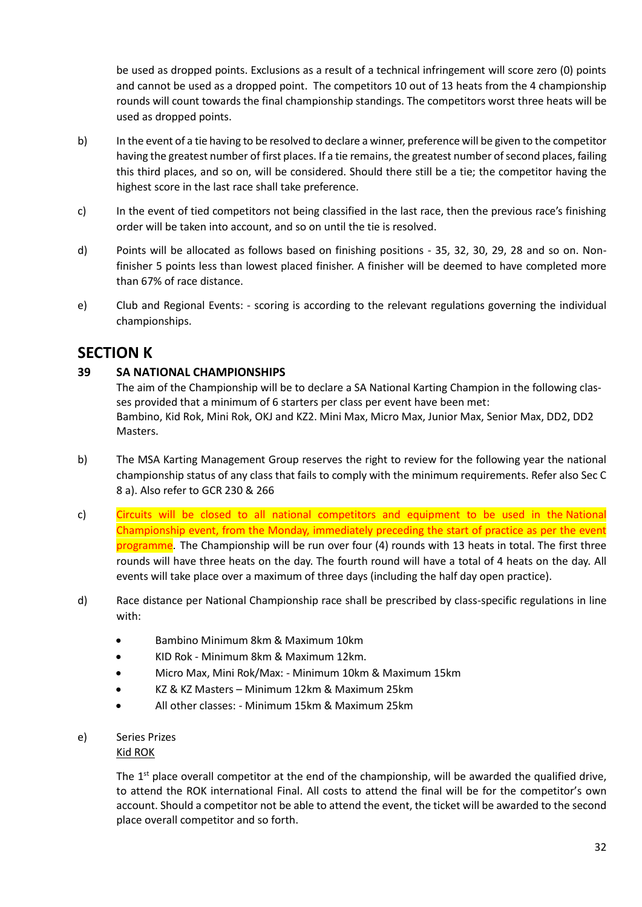be used as dropped points. Exclusions as a result of a technical infringement will score zero (0) points and cannot be used as a dropped point. The competitors 10 out of 13 heats from the 4 championship rounds will count towards the final championship standings. The competitors worst three heats will be used as dropped points.

b) In the event of a tie having to be resolved to declare a winner, preference will be given to the competitor having the greatest number of first places. If a tie remains, the greatest number of second places, failing this third places, and so on, will be considered. Should there still be a tie; the competitor having the highest score in the last race shall take preference.

c) In the event of tied competitors not being classified in the last race, then the previous race's finishing order will be taken into account, and so on until the tie is resolved.

d) Points will be allocated as follows based on finishing positions - 35, 32, 30, 29, 28 and so on. Non-finisher 5 points less than lowest placed finisher. A finisher will be deemed to have completed more than 67% of race distance.

e) Club and Regional Events: - scoring is according to the relevant regulations governing the individual championships.

# SECTION K

## 39 SA NATIONAL CHAMPIONSHIPS

The aim of the Championship will be to declare a SA National Karting Champion in the following classes provided that a minimum of 6 starters per class per event have been met:
Bambino, Kid Rok, Mini Rok, OKJ and KZ2. Mini Max, Micro Max, Junior Max, Senior Max, DD2, DD2 Masters.

b) The MSA Karting Management Group reserves the right to review for the following year the national championship status of any class that fails to comply with the minimum requirements. Refer also Sec C 8 a). Also refer to GCR 230 & 266

c) Circuits will be closed to all national competitors and equipment to be used in the National Championship event, from the Monday, immediately preceding the start of practice as per the event programme. The Championship will be run over four (4) rounds with 13 heats in total. The first three rounds will have three heats on the day. The fourth round will have a total of 4 heats on the day. All events will take place over a maximum of three days (including the half day open practice).

d) Race distance per National Championship race shall be prescribed by class-specific regulations in line with:

- Bambino Minimum 8km & Maximum 10km
- KID Rok - Minimum 8km & Maximum 12km.
- Micro Max, Mini Rok/Max: - Minimum 10km & Maximum 15km
- KZ & KZ Masters – Minimum 12km & Maximum 25km
- All other classes: - Minimum 15km & Maximum 25km

e) Series Prizes

<u>Kid ROK</u>

The 1st place overall competitor at the end of the championship, will be awarded the qualified drive, to attend the ROK international Final. All costs to attend the final will be for the competitor's own account. Should a competitor not be able to attend the event, the ticket will be awarded to the second place overall competitor and so forth.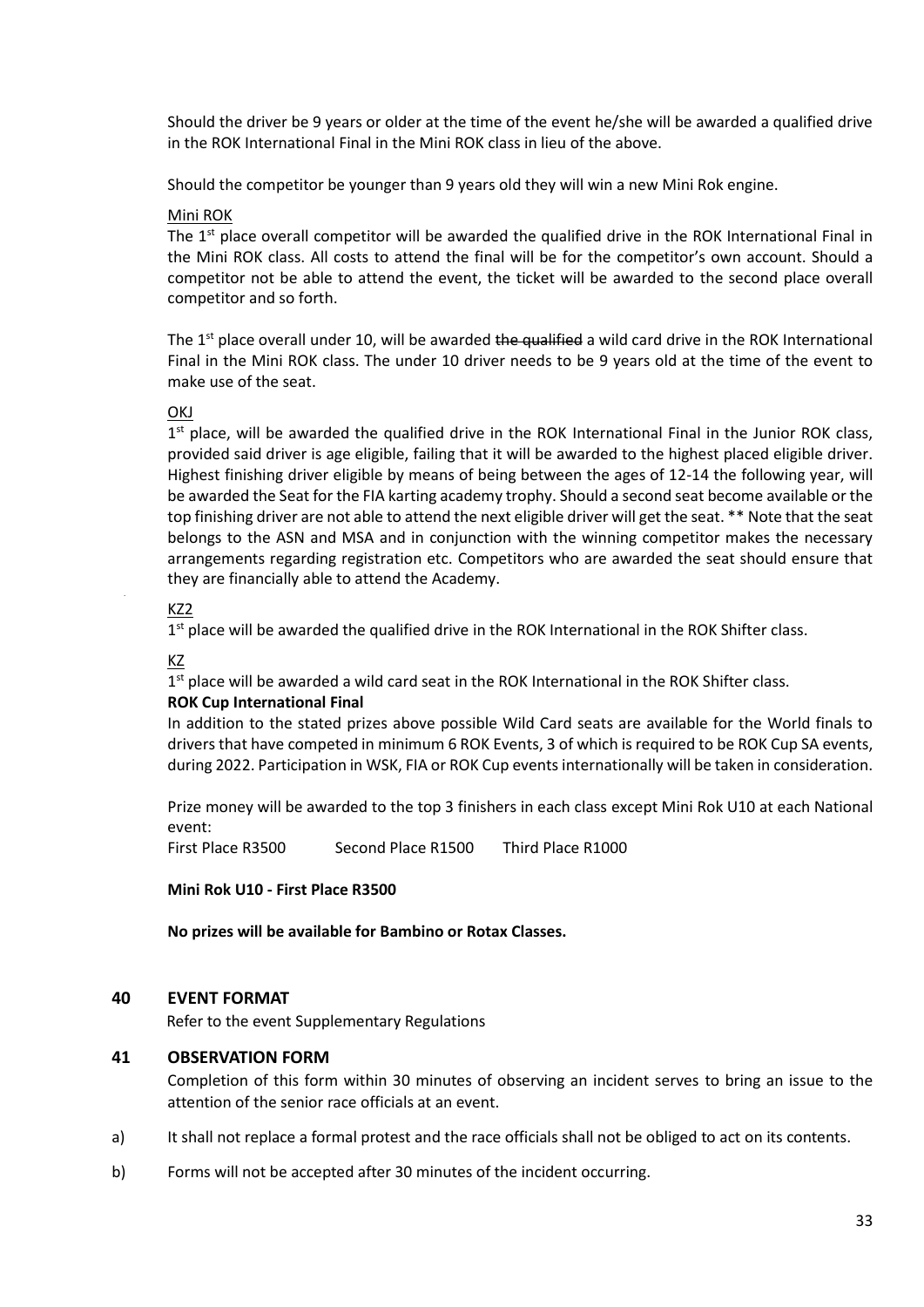Should the driver be 9 years or older at the time of the event he/she will be awarded a qualified drive in the ROK International Final in the Mini ROK class in lieu of the above.

Should the competitor be younger than 9 years old they will win a new Mini Rok engine.

Mini ROK

The 1st place overall competitor will be awarded the qualified drive in the ROK International Final in the Mini ROK class. All costs to attend the final will be for the competitor's own account. Should a competitor not be able to attend the event, the ticket will be awarded to the second place overall competitor and so forth.

The 1st place overall under 10, will be awarded ~~the qualified~~ a wild card drive in the ROK International Final in the Mini ROK class. The under 10 driver needs to be 9 years old at the time of the event to make use of the seat.

OKJ

1st place, will be awarded the qualified drive in the ROK International Final in the Junior ROK class, provided said driver is age eligible, failing that it will be awarded to the highest placed eligible driver. Highest finishing driver eligible by means of being between the ages of 12-14 the following year, will be awarded the Seat for the FIA karting academy trophy. Should a second seat become available or the top finishing driver are not able to attend the next eligible driver will get the seat. ** Note that the seat belongs to the ASN and MSA and in conjunction with the winning competitor makes the necessary arrangements regarding registration etc. Competitors who are awarded the seat should ensure that they are financially able to attend the Academy.

KZ2

1st place will be awarded the qualified drive in the ROK International in the ROK Shifter class.

KZ

1st place will be awarded a wild card seat in the ROK International in the ROK Shifter class.

**ROK Cup International Final**

In addition to the stated prizes above possible Wild Card seats are available for the World finals to drivers that have competed in minimum 6 ROK Events, 3 of which is required to be ROK Cup SA events, during 2022. Participation in WSK, FIA or ROK Cup events internationally will be taken in consideration.

Prize money will be awarded to the top 3 finishers in each class except Mini Rok U10 at each National event:

First Place R3500 Second Place R1500 Third Place R1000

**Mini Rok U10 - First Place R3500**

**No prizes will be available for Bambino or Rotax Classes.**

## 40 EVENT FORMAT

Refer to the event Supplementary Regulations

## 41 OBSERVATION FORM

Completion of this form within 30 minutes of observing an incident serves to bring an issue to the attention of the senior race officials at an event.

a) It shall not replace a formal protest and the race officials shall not be obliged to act on its contents.

b) Forms will not be accepted after 30 minutes of the incident occurring.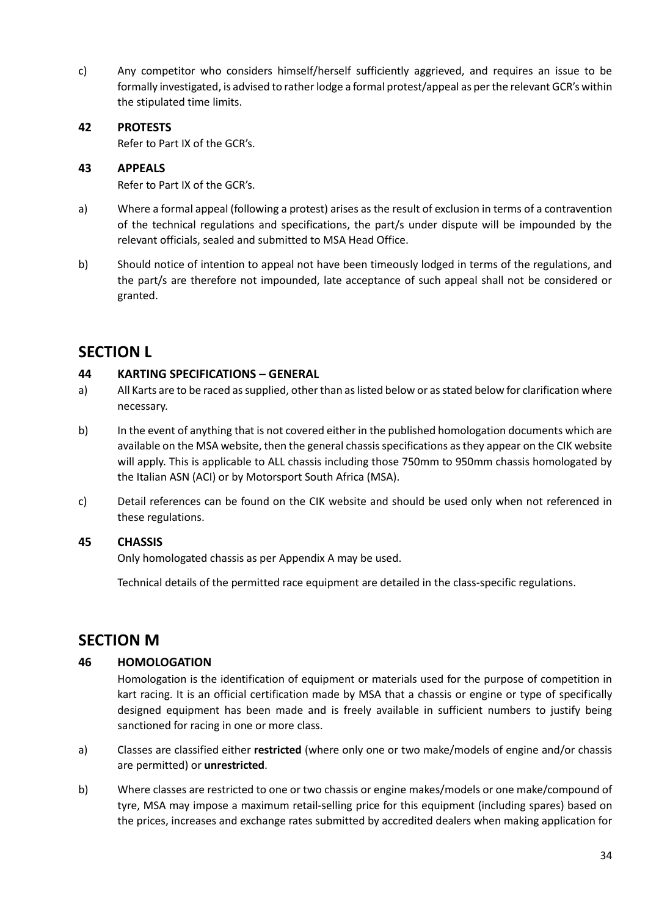c) Any competitor who considers himself/herself sufficiently aggrieved, and requires an issue to be formally investigated, is advised to rather lodge a formal protest/appeal as per the relevant GCR's within the stipulated time limits.

### 42 PROTESTS

Refer to Part IX of the GCR's.

### 43 APPEALS

Refer to Part IX of the GCR's.

a) Where a formal appeal (following a protest) arises as the result of exclusion in terms of a contravention of the technical regulations and specifications, the part/s under dispute will be impounded by the relevant officials, sealed and submitted to MSA Head Office.

b) Should notice of intention to appeal not have been timeously lodged in terms of the regulations, and the part/s are therefore not impounded, late acceptance of such appeal shall not be considered or granted.

## SECTION L

### 44 KARTING SPECIFICATIONS – GENERAL

a) All Karts are to be raced as supplied, other than as listed below or as stated below for clarification where necessary.

b) In the event of anything that is not covered either in the published homologation documents which are available on the MSA website, then the general chassis specifications as they appear on the CIK website will apply. This is applicable to ALL chassis including those 750mm to 950mm chassis homologated by the Italian ASN (ACI) or by Motorsport South Africa (MSA).

c) Detail references can be found on the CIK website and should be used only when not referenced in these regulations.

### 45 CHASSIS

Only homologated chassis as per Appendix A may be used.

Technical details of the permitted race equipment are detailed in the class-specific regulations.

## SECTION M

### 46 HOMOLOGATION

Homologation is the identification of equipment or materials used for the purpose of competition in kart racing. It is an official certification made by MSA that a chassis or engine or type of specifically designed equipment has been made and is freely available in sufficient numbers to justify being sanctioned for racing in one or more class.

a) Classes are classified either **restricted** (where only one or two make/models of engine and/or chassis are permitted) or **unrestricted**.

b) Where classes are restricted to one or two chassis or engine makes/models or one make/compound of tyre, MSA may impose a maximum retail-selling price for this equipment (including spares) based on the prices, increases and exchange rates submitted by accredited dealers when making application for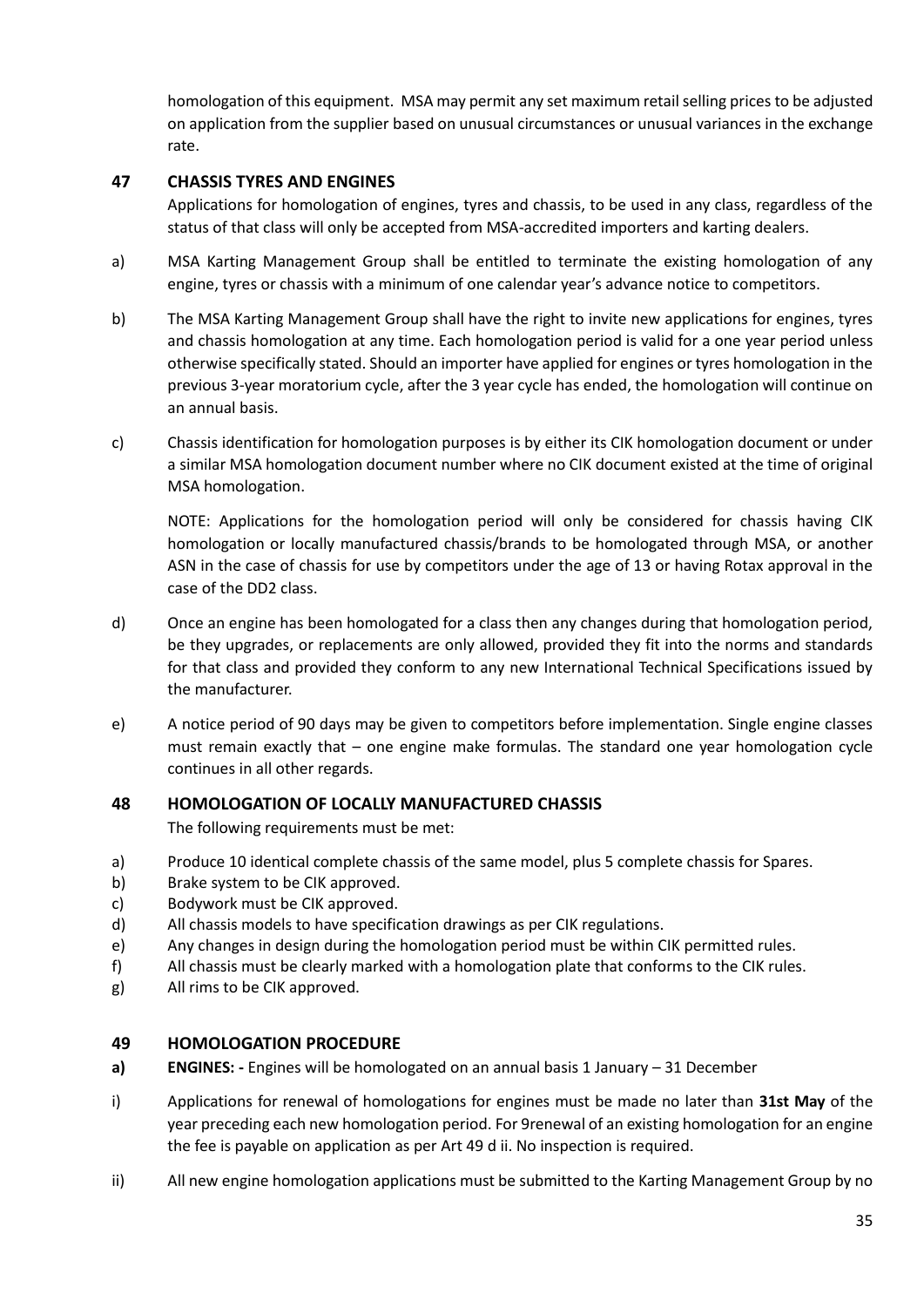homologation of this equipment. MSA may permit any set maximum retail selling prices to be adjusted on application from the supplier based on unusual circumstances or unusual variances in the exchange rate.

## 47 CHASSIS TYRES AND ENGINES

Applications for homologation of engines, tyres and chassis, to be used in any class, regardless of the status of that class will only be accepted from MSA-accredited importers and karting dealers.

a) MSA Karting Management Group shall be entitled to terminate the existing homologation of any engine, tyres or chassis with a minimum of one calendar year's advance notice to competitors.

b) The MSA Karting Management Group shall have the right to invite new applications for engines, tyres and chassis homologation at any time. Each homologation period is valid for a one year period unless otherwise specifically stated. Should an importer have applied for engines or tyres homologation in the previous 3-year moratorium cycle, after the 3 year cycle has ended, the homologation will continue on an annual basis.

c) Chassis identification for homologation purposes is by either its CIK homologation document or under a similar MSA homologation document number where no CIK document existed at the time of original MSA homologation.

NOTE: Applications for the homologation period will only be considered for chassis having CIK homologation or locally manufactured chassis/brands to be homologated through MSA, or another ASN in the case of chassis for use by competitors under the age of 13 or having Rotax approval in the case of the DD2 class.

d) Once an engine has been homologated for a class then any changes during that homologation period, be they upgrades, or replacements are only allowed, provided they fit into the norms and standards for that class and provided they conform to any new International Technical Specifications issued by the manufacturer.

e) A notice period of 90 days may be given to competitors before implementation. Single engine classes must remain exactly that – one engine make formulas. The standard one year homologation cycle continues in all other regards.

## 48 HOMOLOGATION OF LOCALLY MANUFACTURED CHASSIS

The following requirements must be met:

a) Produce 10 identical complete chassis of the same model, plus 5 complete chassis for Spares.
b) Brake system to be CIK approved.
c) Bodywork must be CIK approved.
d) All chassis models to have specification drawings as per CIK regulations.
e) Any changes in design during the homologation period must be within CIK permitted rules.
f) All chassis must be clearly marked with a homologation plate that conforms to the CIK rules.
g) All rims to be CIK approved.

## 49 HOMOLOGATION PROCEDURE

**a) ENGINES: -** Engines will be homologated on an annual basis 1 January – 31 December

i) Applications for renewal of homologations for engines must be made no later than **31st May** of the year preceding each new homologation period. For 9renewal of an existing homologation for an engine the fee is payable on application as per Art 49 d ii. No inspection is required.

ii) All new engine homologation applications must be submitted to the Karting Management Group by no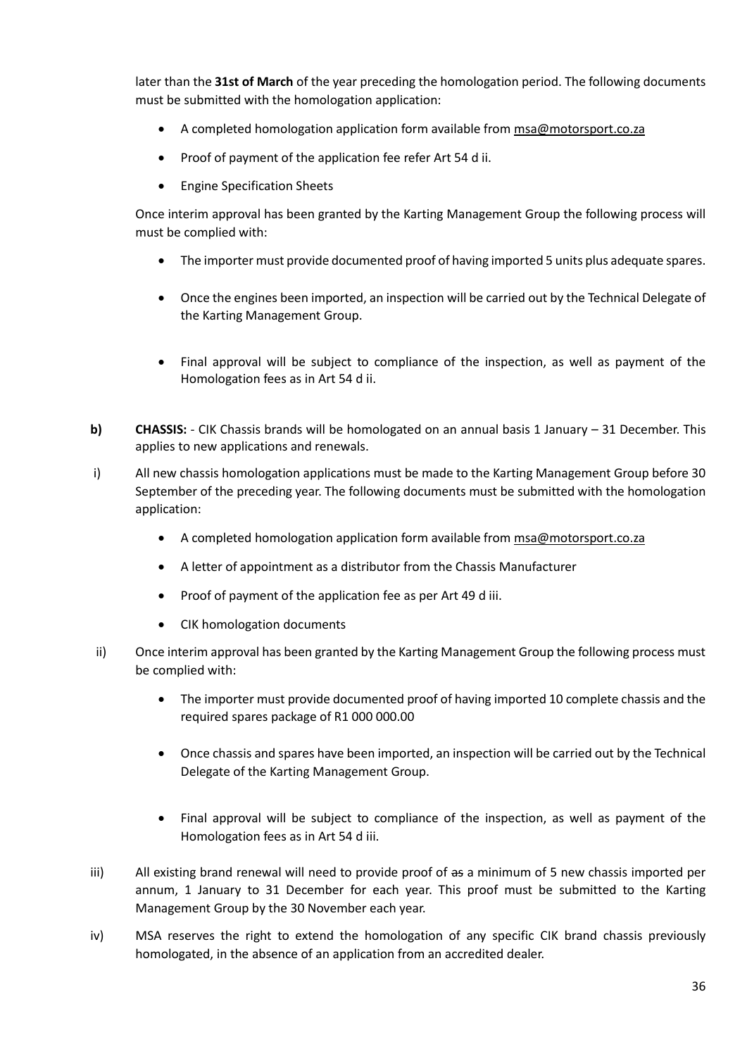later than the **31st of March** of the year preceding the homologation period. The following documents must be submitted with the homologation application:

- A completed homologation application form available from msa@motorsport.co.za
- Proof of payment of the application fee refer Art 54 d ii.
- Engine Specification Sheets

Once interim approval has been granted by the Karting Management Group the following process will must be complied with:

- The importer must provide documented proof of having imported 5 units plus adequate spares.
- Once the engines been imported, an inspection will be carried out by the Technical Delegate of the Karting Management Group.
- Final approval will be subject to compliance of the inspection, as well as payment of the Homologation fees as in Art 54 d ii.

**b)** **CHASSIS:** - CIK Chassis brands will be homologated on an annual basis 1 January – 31 December. This applies to new applications and renewals.

i) All new chassis homologation applications must be made to the Karting Management Group before 30 September of the preceding year. The following documents must be submitted with the homologation application:

- A completed homologation application form available from msa@motorsport.co.za
- A letter of appointment as a distributor from the Chassis Manufacturer
- Proof of payment of the application fee as per Art 49 d iii.
- CIK homologation documents

ii) Once interim approval has been granted by the Karting Management Group the following process must be complied with:

- The importer must provide documented proof of having imported 10 complete chassis and the required spares package of R1 000 000.00
- Once chassis and spares have been imported, an inspection will be carried out by the Technical Delegate of the Karting Management Group.
- Final approval will be subject to compliance of the inspection, as well as payment of the Homologation fees as in Art 54 d iii.

iii) All existing brand renewal will need to provide proof of ~~as~~ a minimum of 5 new chassis imported per annum, 1 January to 31 December for each year. This proof must be submitted to the Karting Management Group by the 30 November each year.

iv) MSA reserves the right to extend the homologation of any specific CIK brand chassis previously homologated, in the absence of an application from an accredited dealer.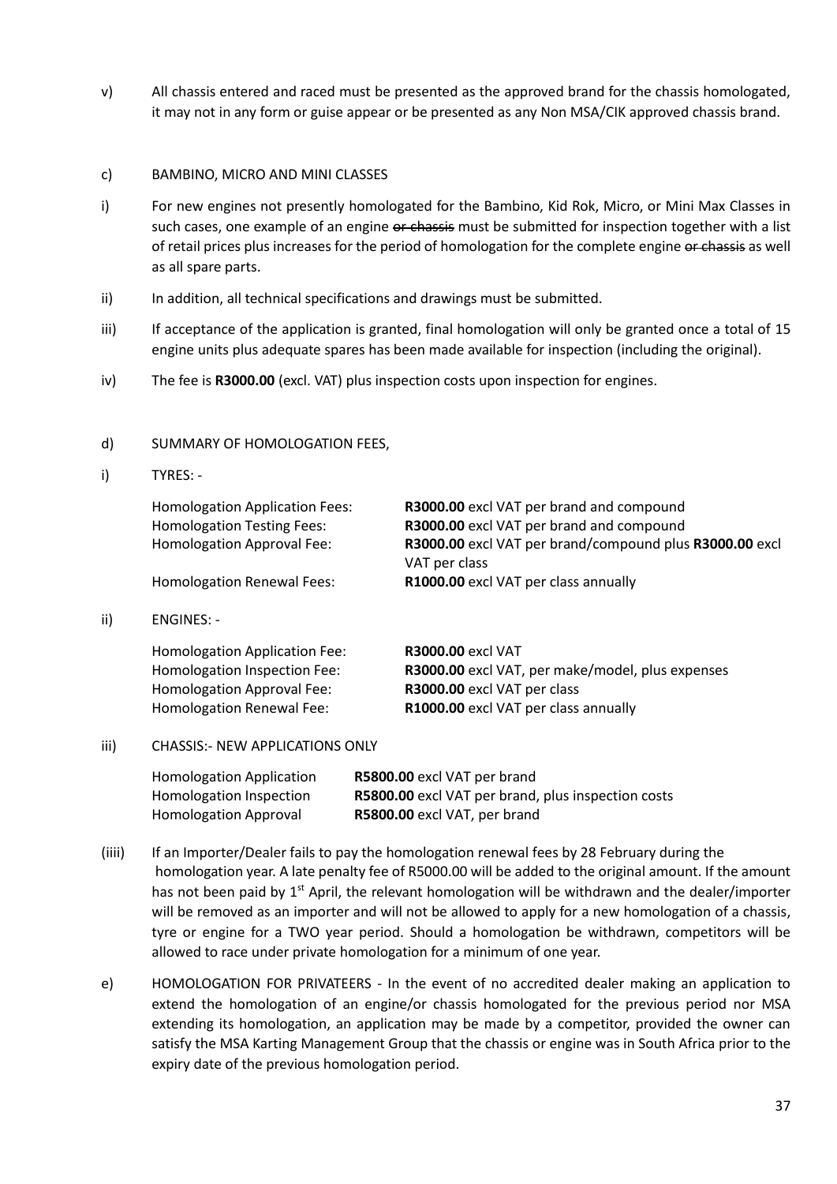v) All chassis entered and raced must be presented as the approved brand for the chassis homologated, it may not in any form or guise appear or be presented as any Non MSA/CIK approved chassis brand.

c) BAMBINO, MICRO AND MINI CLASSES

i) For new engines not presently homologated for the Bambino, Kid Rok, Micro, or Mini Max Classes in such cases, one example of an engine ~~or chassis~~ must be submitted for inspection together with a list of retail prices plus increases for the period of homologation for the complete engine ~~or chassis~~ as well as all spare parts.

ii) In addition, all technical specifications and drawings must be submitted.

iii) If acceptance of the application is granted, final homologation will only be granted once a total of 15 engine units plus adequate spares has been made available for inspection (including the original).

iv) The fee is **R3000.00** (excl. VAT) plus inspection costs upon inspection for engines.

d) SUMMARY OF HOMOLOGATION FEES,

i) TYRES: -

| | |
|---|---|
| Homologation Application Fees: | **R3000.00** excl VAT per brand and compound |
| Homologation Testing Fees: | **R3000.00** excl VAT per brand and compound |
| Homologation Approval Fee: | **R3000.00** excl VAT per brand/compound plus **R3000.00** excl VAT per class |
| Homologation Renewal Fees: | **R1000.00** excl VAT per class annually |

ii) ENGINES: -

| | |
|---|---|
| Homologation Application Fee: | **R3000.00** excl VAT |
| Homologation Inspection Fee: | **R3000.00** excl VAT, per make/model, plus expenses |
| Homologation Approval Fee: | **R3000.00** excl VAT per class |
| Homologation Renewal Fee: | **R1000.00** excl VAT per class annually |

iii) CHASSIS:- NEW APPLICATIONS ONLY

| | |
|---|---|
| Homologation Application | **R5800.00** excl VAT per brand |
| Homologation Inspection | **R5800.00** excl VAT per brand, plus inspection costs |
| Homologation Approval | **R5800.00** excl VAT, per brand |

(iiii) If an Importer/Dealer fails to pay the homologation renewal fees by 28 February during the homologation year. A late penalty fee of R5000.00 will be added to the original amount. If the amount has not been paid by 1st April, the relevant homologation will be withdrawn and the dealer/importer will be removed as an importer and will not be allowed to apply for a new homologation of a chassis, tyre or engine for a TWO year period. Should a homologation be withdrawn, competitors will be allowed to race under private homologation for a minimum of one year.

e) HOMOLOGATION FOR PRIVATEERS - In the event of no accredited dealer making an application to extend the homologation of an engine/or chassis homologated for the previous period nor MSA extending its homologation, an application may be made by a competitor, provided the owner can satisfy the MSA Karting Management Group that the chassis or engine was in South Africa prior to the expiry date of the previous homologation period.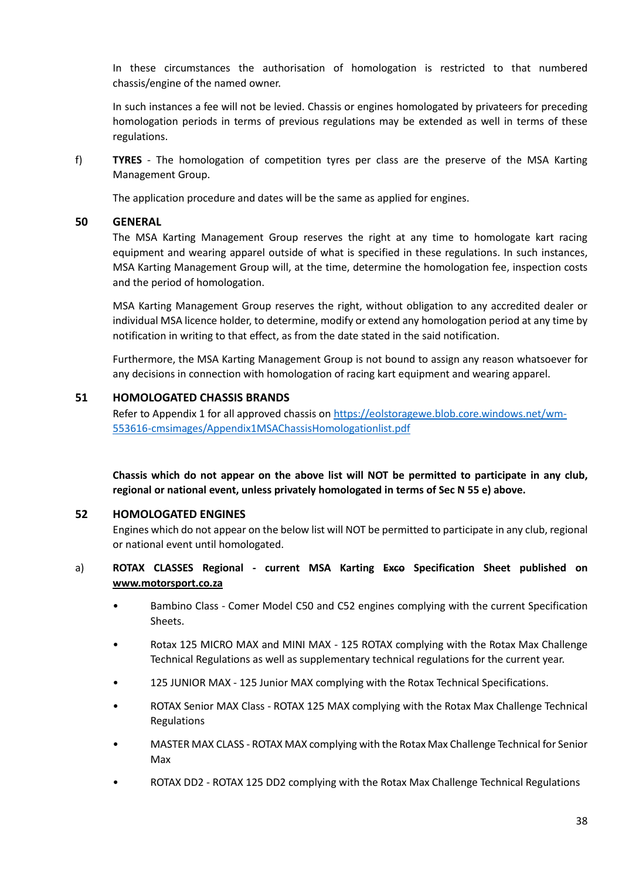In these circumstances the authorisation of homologation is restricted to that numbered chassis/engine of the named owner.

In such instances a fee will not be levied. Chassis or engines homologated by privateers for preceding homologation periods in terms of previous regulations may be extended as well in terms of these regulations.

f) **TYRES** - The homologation of competition tyres per class are the preserve of the MSA Karting Management Group.

The application procedure and dates will be the same as applied for engines.

## 50 GENERAL

The MSA Karting Management Group reserves the right at any time to homologate kart racing equipment and wearing apparel outside of what is specified in these regulations. In such instances, MSA Karting Management Group will, at the time, determine the homologation fee, inspection costs and the period of homologation.

MSA Karting Management Group reserves the right, without obligation to any accredited dealer or individual MSA licence holder, to determine, modify or extend any homologation period at any time by notification in writing to that effect, as from the date stated in the said notification.

Furthermore, the MSA Karting Management Group is not bound to assign any reason whatsoever for any decisions in connection with homologation of racing kart equipment and wearing apparel.

## 51 HOMOLOGATED CHASSIS BRANDS

Refer to Appendix 1 for all approved chassis on https://eolstoragewe.blob.core.windows.net/wm-553616-cmsimages/Appendix1MSAChassisHomologationlist.pdf

**Chassis which do not appear on the above list will NOT be permitted to participate in any club, regional or national event, unless privately homologated in terms of Sec N 55 e) above.**

## 52 HOMOLOGATED ENGINES

Engines which do not appear on the below list will NOT be permitted to participate in any club, regional or national event until homologated.

a) **ROTAX CLASSES Regional - current MSA Karting ~~Exco~~ Specification Sheet published on www.motorsport.co.za**

- Bambino Class - Comer Model C50 and C52 engines complying with the current Specification Sheets.
- Rotax 125 MICRO MAX and MINI MAX - 125 ROTAX complying with the Rotax Max Challenge Technical Regulations as well as supplementary technical regulations for the current year.
- 125 JUNIOR MAX - 125 Junior MAX complying with the Rotax Technical Specifications.
- ROTAX Senior MAX Class - ROTAX 125 MAX complying with the Rotax Max Challenge Technical Regulations
- MASTER MAX CLASS - ROTAX MAX complying with the Rotax Max Challenge Technical for Senior Max
- ROTAX DD2 - ROTAX 125 DD2 complying with the Rotax Max Challenge Technical Regulations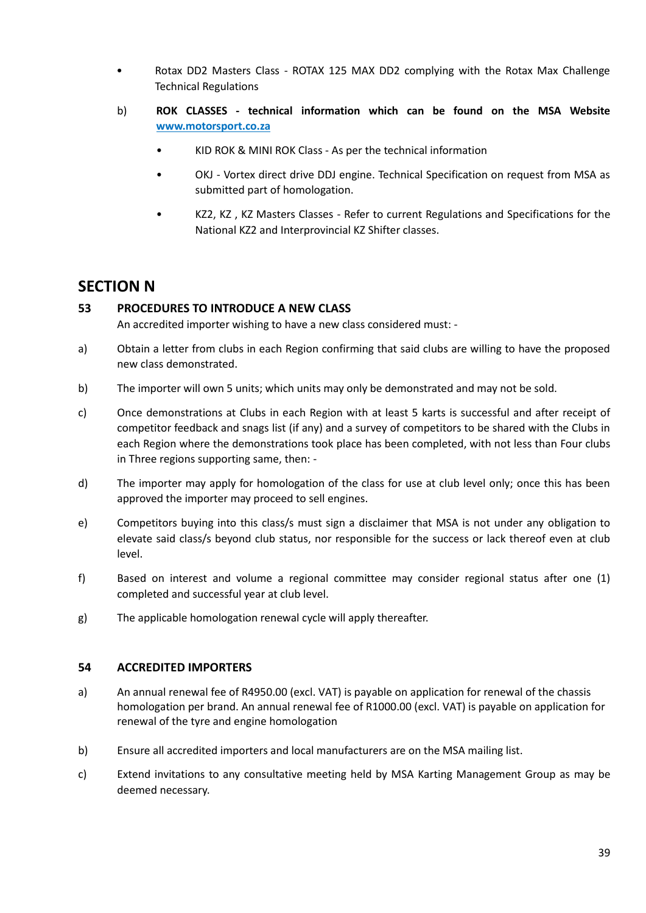- Rotax DD2 Masters Class - ROTAX 125 MAX DD2 complying with the Rotax Max Challenge Technical Regulations

b) **ROK CLASSES - technical information which can be found on the MSA Website [www.motorsport.co.za](www.motorsport.co.za)**

- KID ROK & MINI ROK Class - As per the technical information
- OKJ - Vortex direct drive DDJ engine. Technical Specification on request from MSA as submitted part of homologation.
- KZ2, KZ , KZ Masters Classes - Refer to current Regulations and Specifications for the National KZ2 and Interprovincial KZ Shifter classes.

# SECTION N

## 53 PROCEDURES TO INTRODUCE A NEW CLASS

An accredited importer wishing to have a new class considered must: -

a) Obtain a letter from clubs in each Region confirming that said clubs are willing to have the proposed new class demonstrated.

b) The importer will own 5 units; which units may only be demonstrated and may not be sold.

c) Once demonstrations at Clubs in each Region with at least 5 karts is successful and after receipt of competitor feedback and snags list (if any) and a survey of competitors to be shared with the Clubs in each Region where the demonstrations took place has been completed, with not less than Four clubs in Three regions supporting same, then: -

d) The importer may apply for homologation of the class for use at club level only; once this has been approved the importer may proceed to sell engines.

e) Competitors buying into this class/s must sign a disclaimer that MSA is not under any obligation to elevate said class/s beyond club status, nor responsible for the success or lack thereof even at club level.

f) Based on interest and volume a regional committee may consider regional status after one (1) completed and successful year at club level.

g) The applicable homologation renewal cycle will apply thereafter.

## 54 ACCREDITED IMPORTERS

a) An annual renewal fee of R4950.00 (excl. VAT) is payable on application for renewal of the chassis homologation per brand. An annual renewal fee of R1000.00 (excl. VAT) is payable on application for renewal of the tyre and engine homologation

b) Ensure all accredited importers and local manufacturers are on the MSA mailing list.

c) Extend invitations to any consultative meeting held by MSA Karting Management Group as may be deemed necessary.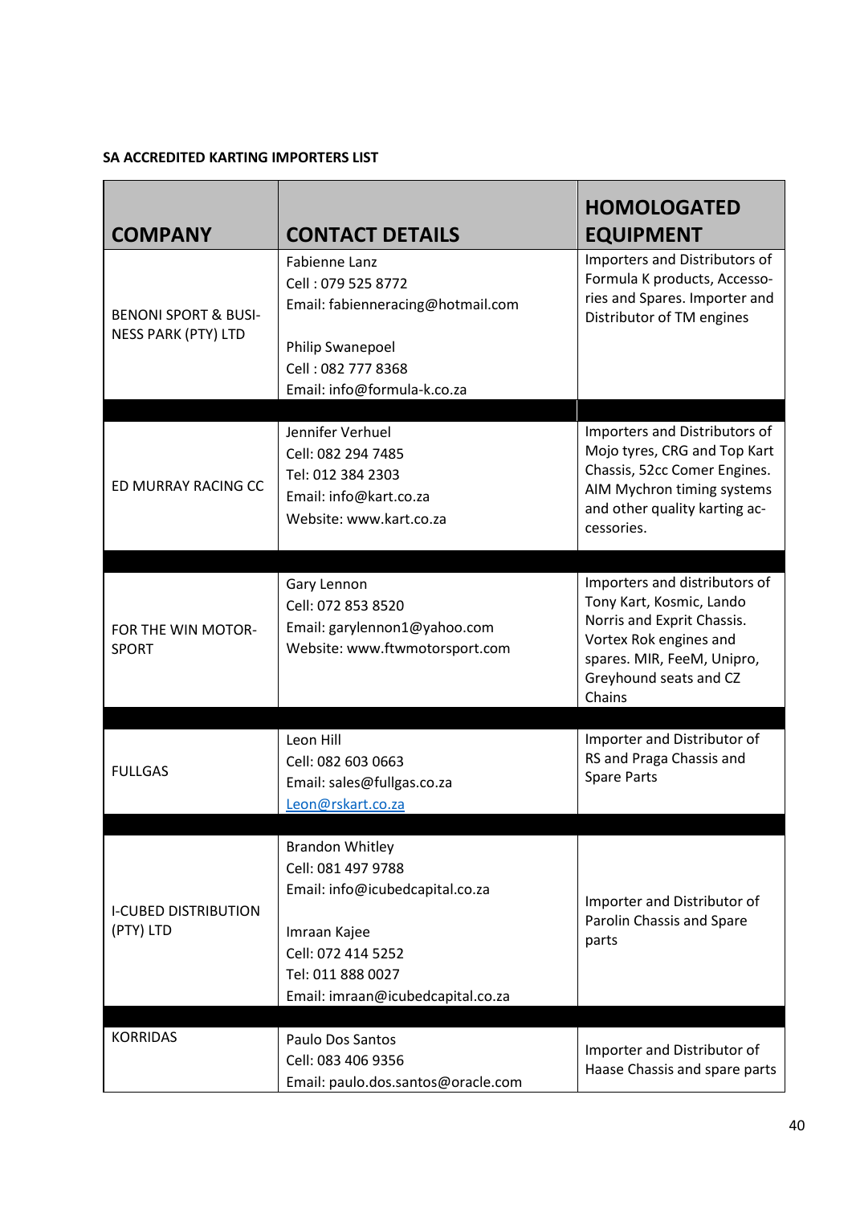**SA ACCREDITED KARTING IMPORTERS LIST**

| COMPANY | CONTACT DETAILS | HOMOLOGATED EQUIPMENT |
|---|---|---|
| BENONI SPORT & BUSINESS PARK (PTY) LTD | Fabienne Lanz<br>Cell : 079 525 8772<br>Email: fabienneracing@hotmail.com<br><br>Philip Swanepoel<br>Cell : 082 777 8368<br>Email: info@formula-k.co.za | Importers and Distributors of Formula K products, Accessories and Spares. Importer and Distributor of TM engines |
| ED MURRAY RACING CC | Jennifer Verhuel<br>Cell: 082 294 7485<br>Tel: 012 384 2303<br>Email: info@kart.co.za<br>Website: www.kart.co.za | Importers and Distributors of Mojo tyres, CRG and Top Kart Chassis, 52cc Comer Engines. AIM Mychron timing systems and other quality karting accessories. |
| FOR THE WIN MOTORSPORT | Gary Lennon<br>Cell: 072 853 8520<br>Email: garylennon1@yahoo.com<br>Website: www.ftwmotorsport.com | Importers and distributors of Tony Kart, Kosmic, Lando Norris and Exprit Chassis. Vortex Rok engines and spares. MIR, FeeM, Unipro, Greyhound seats and CZ Chains |
| FULLGAS | Leon Hill<br>Cell: 082 603 0663<br>Email: sales@fullgas.co.za<br>Leon@rskart.co.za | Importer and Distributor of RS and Praga Chassis and Spare Parts |
| I-CUBED DISTRIBUTION (PTY) LTD | Brandon Whitley<br>Cell: 081 497 9788<br>Email: info@icubedcapital.co.za<br><br>Imraan Kajee<br>Cell: 072 414 5252<br>Tel: 011 888 0027<br>Email: imraan@icubedcapital.co.za | Importer and Distributor of Parolin Chassis and Spare parts |
| KORRIDAS | Paulo Dos Santos<br>Cell: 083 406 9356<br>Email: paulo.dos.santos@oracle.com | Importer and Distributor of Haase Chassis and spare parts |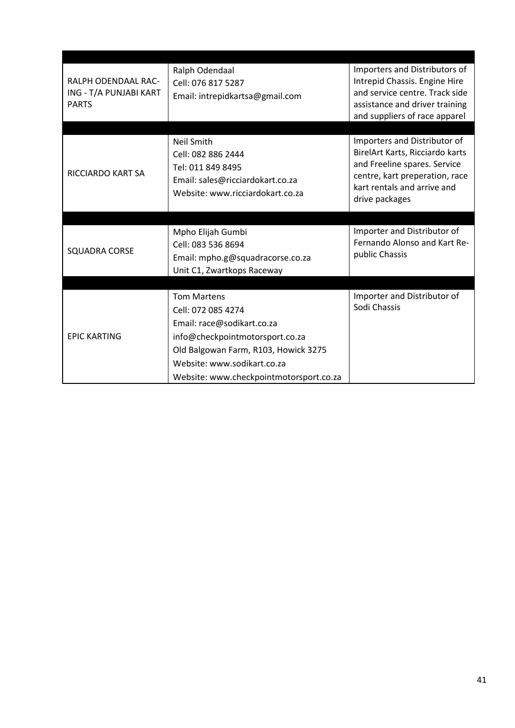| | | |
|---|---|---|
| RALPH ODENDAAL RACING - T/A PUNJABI KART PARTS | Ralph Odendaal<br>Cell: 076 817 5287<br>Email: intrepidkartsa@gmail.com | Importers and Distributors of Intrepid Chassis. Engine Hire and service centre. Track side assistance and driver training and suppliers of race apparel |
| RICCIARDO KART SA | Neil Smith<br>Cell: 082 886 2444<br>Tel: 011 849 8495<br>Email: sales@ricciardokart.co.za<br>Website: www.ricciardokart.co.za | Importers and Distributor of BirelArt Karts, Ricciardo karts and Freeline spares. Service centre, kart preperation, race kart rentals and arrive and drive packages |
| SQUADRA CORSE | Mpho Elijah Gumbi<br>Cell: 083 536 8694<br>Email: mpho.g@squadracorse.co.za<br>Unit C1, Zwartkops Raceway | Importer and Distributor of Fernando Alonso and Kart Republic Chassis |
| EPIC KARTING | Tom Martens<br>Cell: 072 085 4274<br>Email: race@sodikart.co.za<br>info@checkpointmotorsport.co.za<br>Old Balgowan Farm, R103, Howick 3275<br>Website: www.sodikart.co.za<br>Website: www.checkpointmotorsport.co.za | Importer and Distributor of Sodi Chassis |